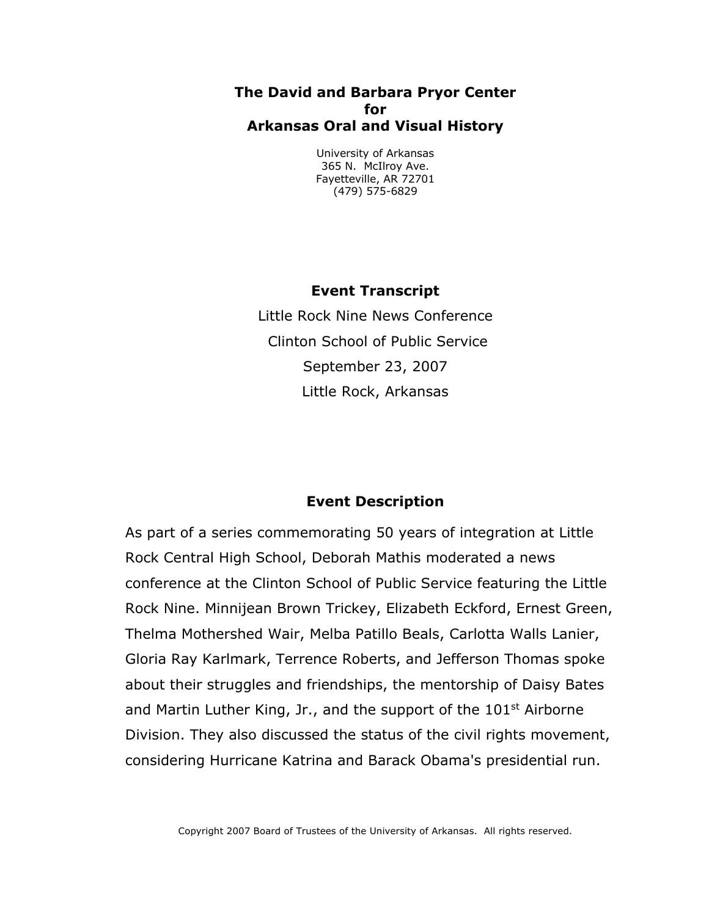# The David and Barbara Pryor Center for Arkansas Oral and Visual History

University of Arkansas
365 N. McIlroy Ave.
Fayetteville, AR 72701
(479) 575-6829

## Event Transcript

Little Rock Nine News Conference
Clinton School of Public Service
September 23, 2007
Little Rock, Arkansas

## Event Description

As part of a series commemorating 50 years of integration at Little Rock Central High School, Deborah Mathis moderated a news conference at the Clinton School of Public Service featuring the Little Rock Nine. Minnijean Brown Trickey, Elizabeth Eckford, Ernest Green, Thelma Mothershed Wair, Melba Patillo Beals, Carlotta Walls Lanier, Gloria Ray Karlmark, Terrence Roberts, and Jefferson Thomas spoke about their struggles and friendships, the mentorship of Daisy Bates and Martin Luther King, Jr., and the support of the 101st Airborne Division. They also discussed the status of the civil rights movement, considering Hurricane Katrina and Barack Obama's presidential run.

Copyright 2007 Board of Trustees of the University of Arkansas. All rights reserved.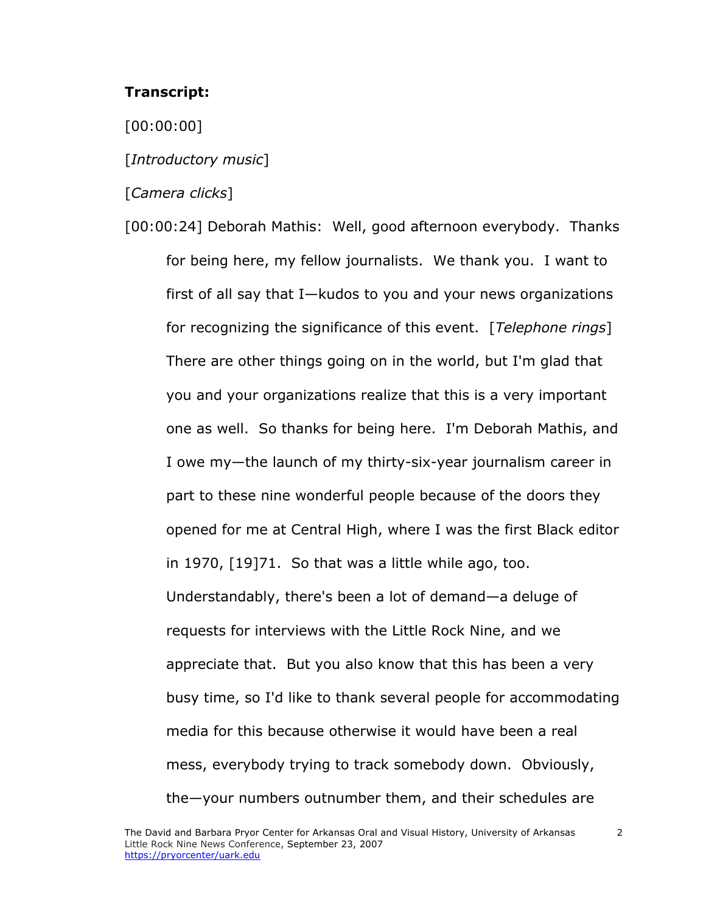**Transcript:**

[00:00:00]

[*Introductory music*]

[*Camera clicks*]

[00:00:24] Deborah Mathis: Well, good afternoon everybody. Thanks for being here, my fellow journalists. We thank you. I want to first of all say that I—kudos to you and your news organizations for recognizing the significance of this event. [*Telephone rings*] There are other things going on in the world, but I'm glad that you and your organizations realize that this is a very important one as well. So thanks for being here. I'm Deborah Mathis, and I owe my—the launch of my thirty-six-year journalism career in part to these nine wonderful people because of the doors they opened for me at Central High, where I was the first Black editor in 1970, [19]71. So that was a little while ago, too. Understandably, there's been a lot of demand—a deluge of requests for interviews with the Little Rock Nine, and we appreciate that. But you also know that this has been a very busy time, so I'd like to thank several people for accommodating media for this because otherwise it would have been a real mess, everybody trying to track somebody down. Obviously, the—your numbers outnumber them, and their schedules are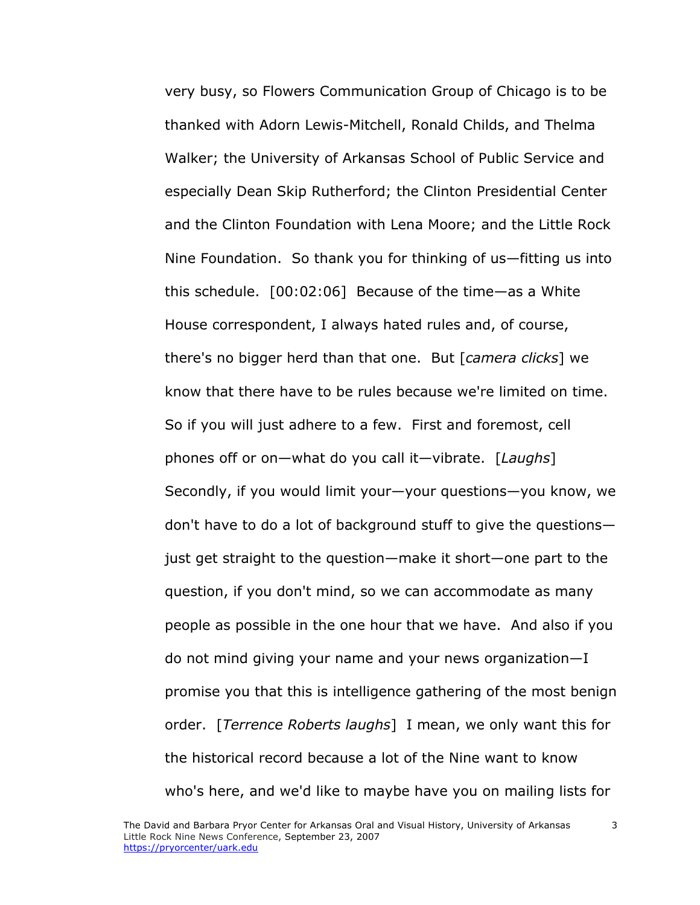very busy, so Flowers Communication Group of Chicago is to be thanked with Adorn Lewis-Mitchell, Ronald Childs, and Thelma Walker; the University of Arkansas School of Public Service and especially Dean Skip Rutherford; the Clinton Presidential Center and the Clinton Foundation with Lena Moore; and the Little Rock Nine Foundation. So thank you for thinking of us—fitting us into this schedule. [00:02:06] Because of the time—as a White House correspondent, I always hated rules and, of course, there's no bigger herd than that one. But [*camera clicks*] we know that there have to be rules because we're limited on time. So if you will just adhere to a few. First and foremost, cell phones off or on—what do you call it—vibrate. [*Laughs*] Secondly, if you would limit your—your questions—you know, we don't have to do a lot of background stuff to give the questions—just get straight to the question—make it short—one part to the question, if you don't mind, so we can accommodate as many people as possible in the one hour that we have. And also if you do not mind giving your name and your news organization—I promise you that this is intelligence gathering of the most benign order. [*Terrence Roberts laughs*] I mean, we only want this for the historical record because a lot of the Nine want to know who's here, and we'd like to maybe have you on mailing lists for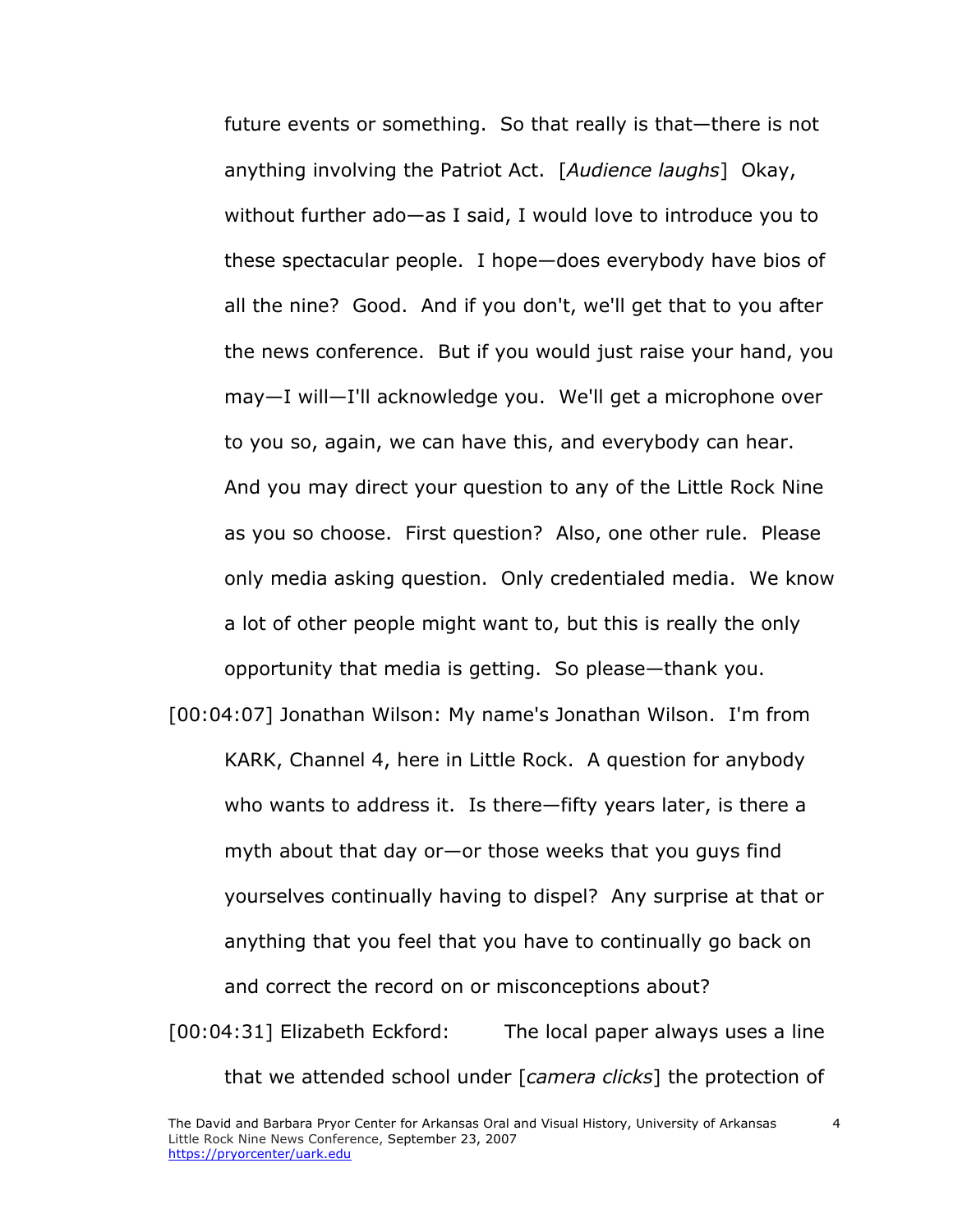future events or something. So that really is that—there is not anything involving the Patriot Act. [*Audience laughs*] Okay, without further ado—as I said, I would love to introduce you to these spectacular people. I hope—does everybody have bios of all the nine? Good. And if you don't, we'll get that to you after the news conference. But if you would just raise your hand, you may—I will—I'll acknowledge you. We'll get a microphone over to you so, again, we can have this, and everybody can hear. And you may direct your question to any of the Little Rock Nine as you so choose. First question? Also, one other rule. Please only media asking question. Only credentialed media. We know a lot of other people might want to, but this is really the only opportunity that media is getting. So please—thank you.

[00:04:07] Jonathan Wilson: My name's Jonathan Wilson. I'm from KARK, Channel 4, here in Little Rock. A question for anybody who wants to address it. Is there—fifty years later, is there a myth about that day or—or those weeks that you guys find yourselves continually having to dispel? Any surprise at that or anything that you feel that you have to continually go back on and correct the record on or misconceptions about?

[00:04:31] Elizabeth Eckford: The local paper always uses a line that we attended school under [*camera clicks*] the protection of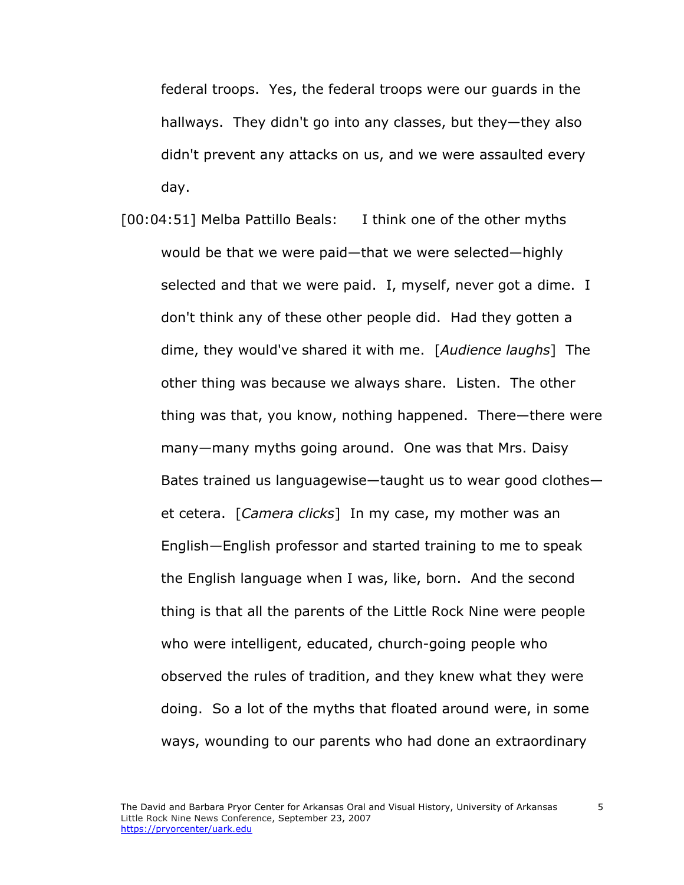federal troops. Yes, the federal troops were our guards in the hallways. They didn't go into any classes, but they—they also didn't prevent any attacks on us, and we were assaulted every day.

[00:04:51] Melba Pattillo Beals: I think one of the other myths would be that we were paid—that we were selected—highly selected and that we were paid. I, myself, never got a dime. I don't think any of these other people did. Had they gotten a dime, they would've shared it with me. [*Audience laughs*] The other thing was because we always share. Listen. The other thing was that, you know, nothing happened. There—there were many—many myths going around. One was that Mrs. Daisy Bates trained us languagewise—taught us to wear good clothes—et cetera. [*Camera clicks*] In my case, my mother was an English—English professor and started training to me to speak the English language when I was, like, born. And the second thing is that all the parents of the Little Rock Nine were people who were intelligent, educated, church-going people who observed the rules of tradition, and they knew what they were doing. So a lot of the myths that floated around were, in some ways, wounding to our parents who had done an extraordinary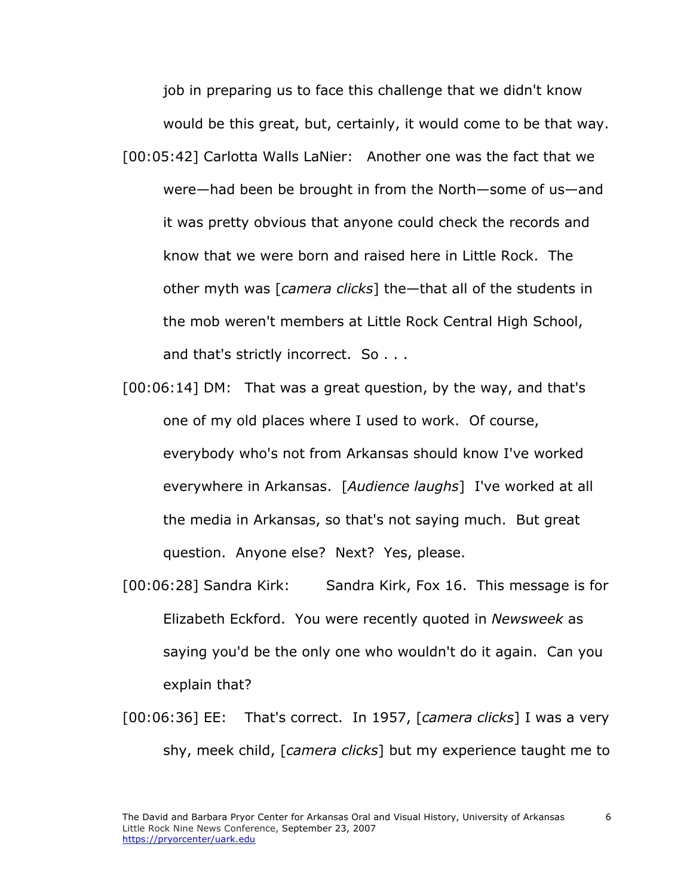job in preparing us to face this challenge that we didn't know would be this great, but, certainly, it would come to be that way.

[00:05:42] Carlotta Walls LaNier: Another one was the fact that we were—had been be brought in from the North—some of us—and it was pretty obvious that anyone could check the records and know that we were born and raised here in Little Rock. The other myth was [*camera clicks*] the—that all of the students in the mob weren't members at Little Rock Central High School, and that's strictly incorrect. So . . .

[00:06:14] DM: That was a great question, by the way, and that's one of my old places where I used to work. Of course, everybody who's not from Arkansas should know I've worked everywhere in Arkansas. [*Audience laughs*] I've worked at all the media in Arkansas, so that's not saying much. But great question. Anyone else? Next? Yes, please.

[00:06:28] Sandra Kirk: Sandra Kirk, Fox 16. This message is for Elizabeth Eckford. You were recently quoted in *Newsweek* as saying you'd be the only one who wouldn't do it again. Can you explain that?

[00:06:36] EE: That's correct. In 1957, [*camera clicks*] I was a very shy, meek child, [*camera clicks*] but my experience taught me to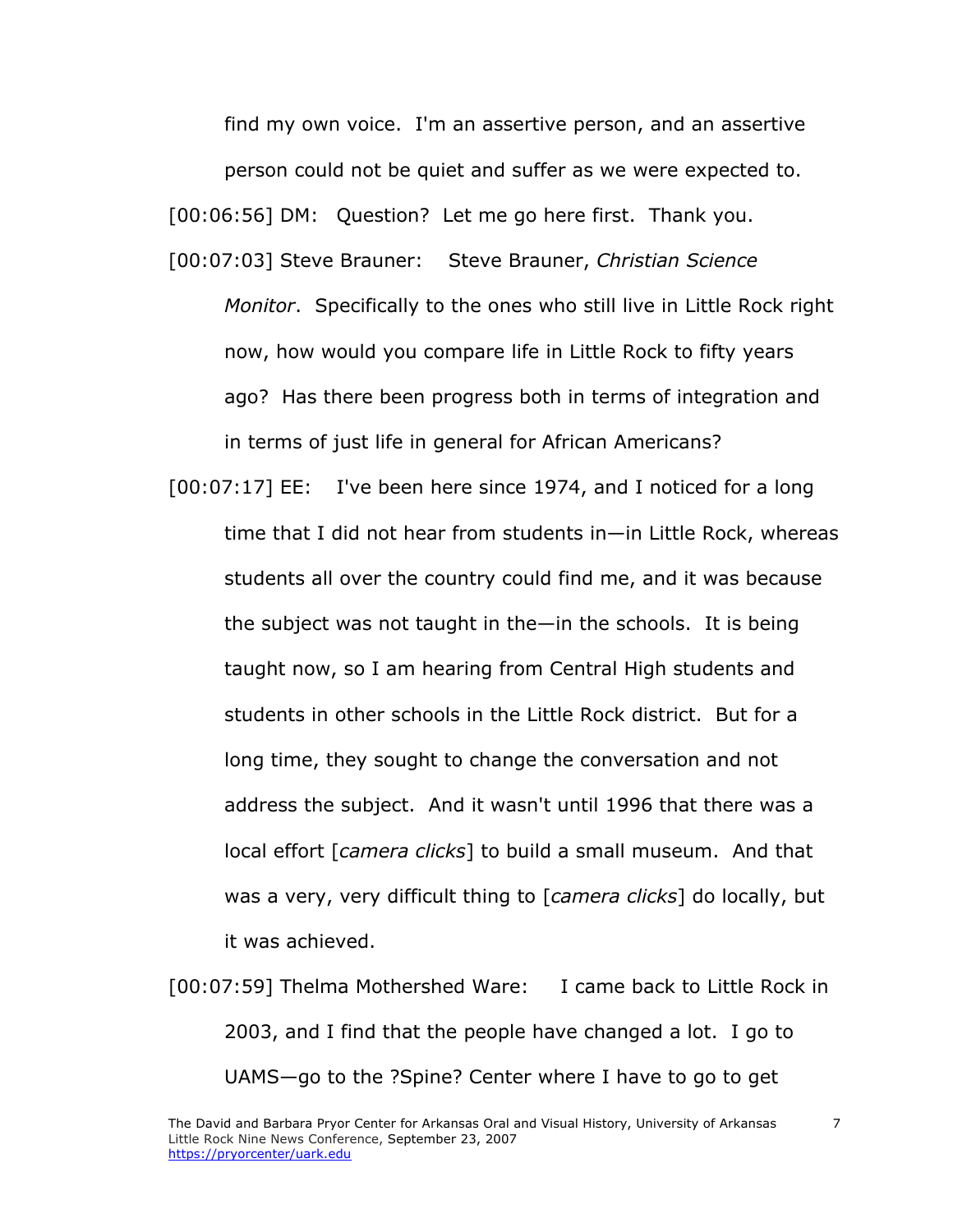find my own voice. I'm an assertive person, and an assertive person could not be quiet and suffer as we were expected to.

[00:06:56] DM: Question? Let me go here first. Thank you.

[00:07:03] Steve Brauner: Steve Brauner, *Christian Science Monitor*. Specifically to the ones who still live in Little Rock right now, how would you compare life in Little Rock to fifty years ago? Has there been progress both in terms of integration and in terms of just life in general for African Americans?

[00:07:17] EE: I've been here since 1974, and I noticed for a long time that I did not hear from students in—in Little Rock, whereas students all over the country could find me, and it was because the subject was not taught in the—in the schools. It is being taught now, so I am hearing from Central High students and students in other schools in the Little Rock district. But for a long time, they sought to change the conversation and not address the subject. And it wasn't until 1996 that there was a local effort [*camera clicks*] to build a small museum. And that was a very, very difficult thing to [*camera clicks*] do locally, but it was achieved.

[00:07:59] Thelma Mothershed Ware: I came back to Little Rock in 2003, and I find that the people have changed a lot. I go to UAMS—go to the ?Spine? Center where I have to go to get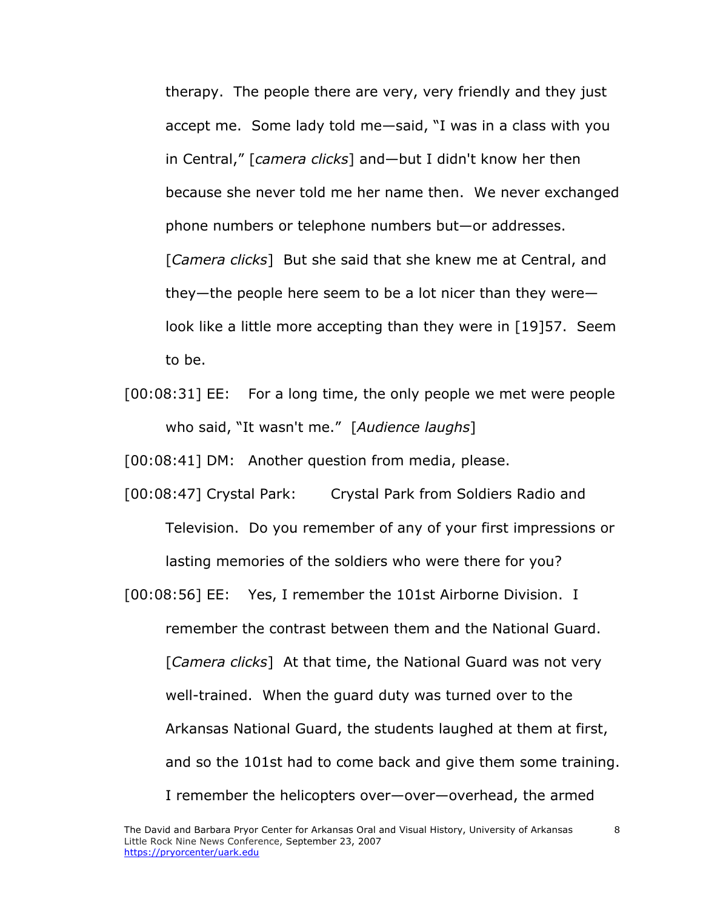therapy. The people there are very, very friendly and they just accept me. Some lady told me—said, "I was in a class with you in Central," [*camera clicks*] and—but I didn't know her then because she never told me her name then. We never exchanged phone numbers or telephone numbers but—or addresses. [*Camera clicks*] But she said that she knew me at Central, and they—the people here seem to be a lot nicer than they were—look like a little more accepting than they were in [19]57. Seem to be.

[00:08:31] EE: For a long time, the only people we met were people who said, "It wasn't me." [*Audience laughs*]

[00:08:41] DM: Another question from media, please.

[00:08:47] Crystal Park: Crystal Park from Soldiers Radio and Television. Do you remember of any of your first impressions or lasting memories of the soldiers who were there for you?

[00:08:56] EE: Yes, I remember the 101st Airborne Division. I remember the contrast between them and the National Guard. [*Camera clicks*] At that time, the National Guard was not very well-trained. When the guard duty was turned over to the Arkansas National Guard, the students laughed at them at first, and so the 101st had to come back and give them some training. I remember the helicopters over—over—overhead, the armed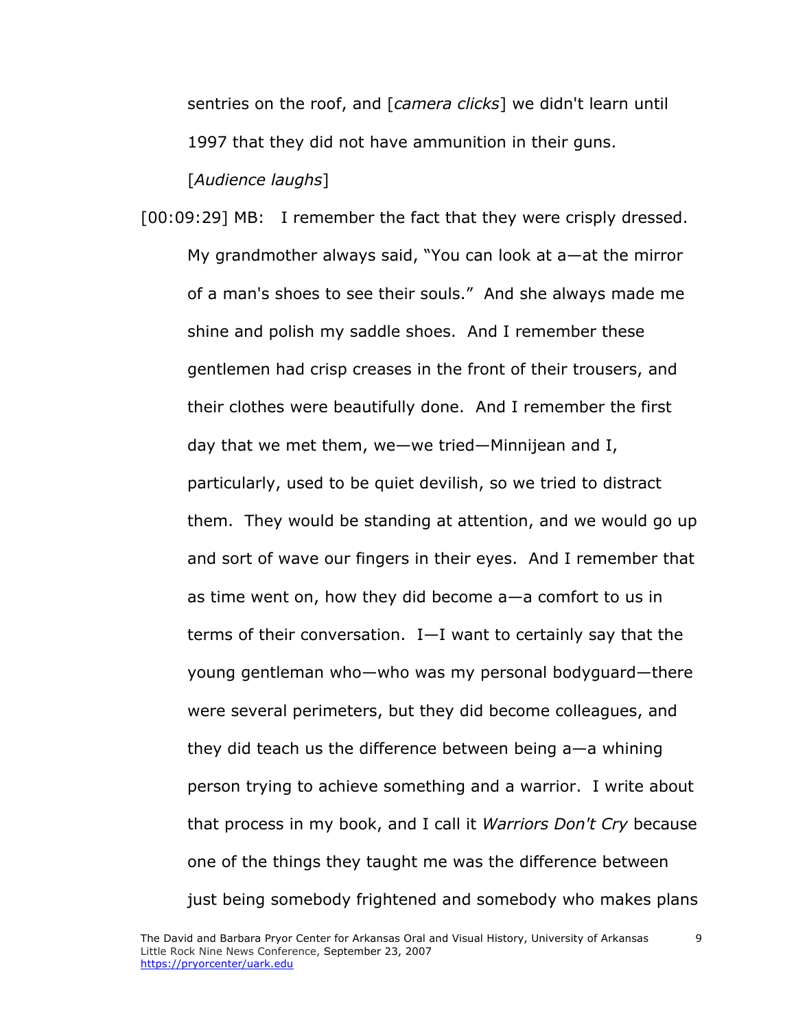sentries on the roof, and [*camera clicks*] we didn't learn until 1997 that they did not have ammunition in their guns. [*Audience laughs*]

[00:09:29] MB: I remember the fact that they were crisply dressed. My grandmother always said, "You can look at a—at the mirror of a man's shoes to see their souls." And she always made me shine and polish my saddle shoes. And I remember these gentlemen had crisp creases in the front of their trousers, and their clothes were beautifully done. And I remember the first day that we met them, we—we tried—Minnijean and I, particularly, used to be quiet devilish, so we tried to distract them. They would be standing at attention, and we would go up and sort of wave our fingers in their eyes. And I remember that as time went on, how they did become a—a comfort to us in terms of their conversation. I—I want to certainly say that the young gentleman who—who was my personal bodyguard—there were several perimeters, but they did become colleagues, and they did teach us the difference between being a—a whining person trying to achieve something and a warrior. I write about that process in my book, and I call it *Warriors Don't Cry* because one of the things they taught me was the difference between just being somebody frightened and somebody who makes plans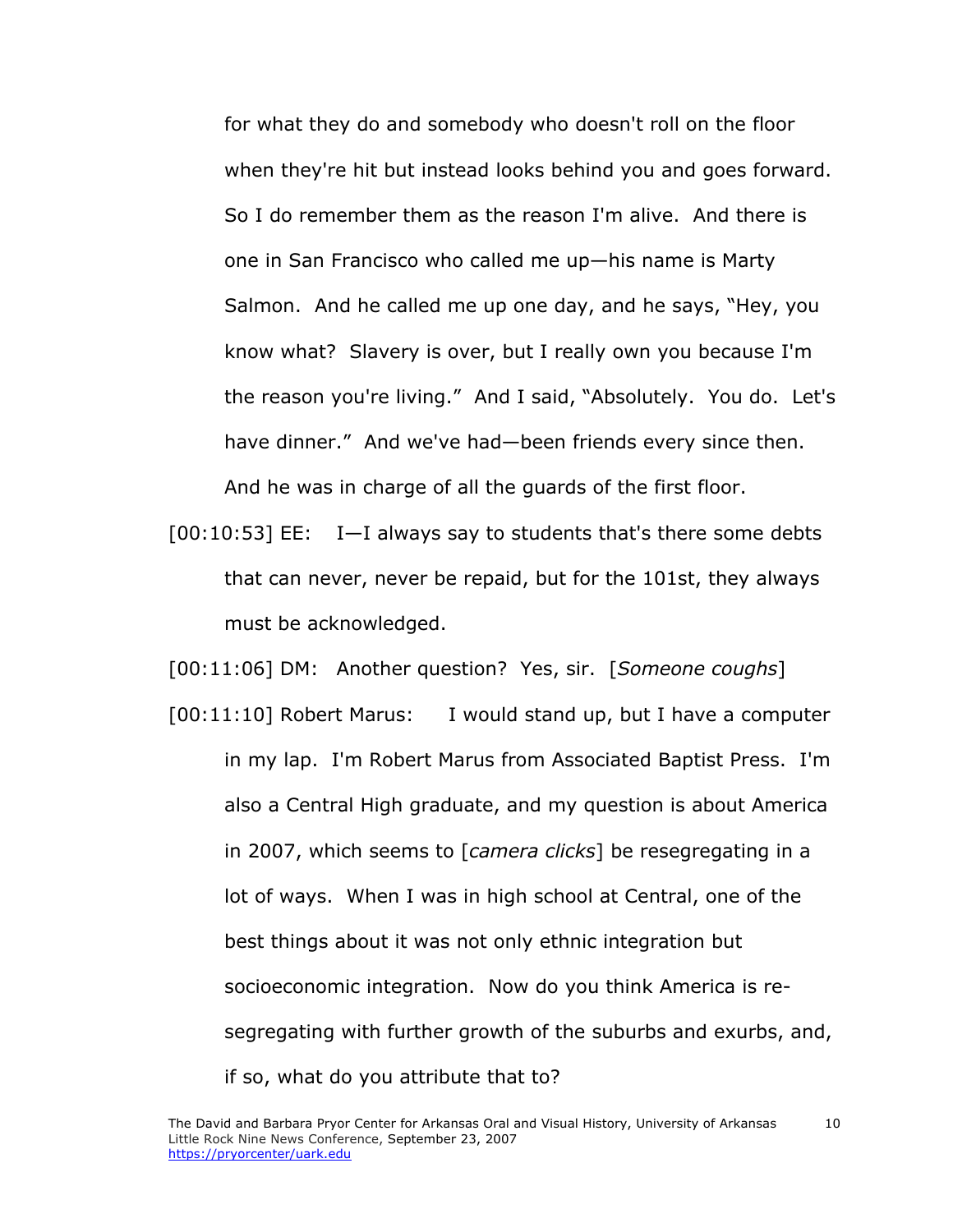for what they do and somebody who doesn't roll on the floor when they're hit but instead looks behind you and goes forward. So I do remember them as the reason I'm alive. And there is one in San Francisco who called me up—his name is Marty Salmon. And he called me up one day, and he says, "Hey, you know what? Slavery is over, but I really own you because I'm the reason you're living." And I said, "Absolutely. You do. Let's have dinner." And we've had—been friends every since then. And he was in charge of all the guards of the first floor.

[00:10:53] EE: I—I always say to students that's there some debts that can never, never be repaid, but for the 101st, they always must be acknowledged.

[00:11:06] DM: Another question? Yes, sir. [*Someone coughs*]

[00:11:10] Robert Marus: I would stand up, but I have a computer in my lap. I'm Robert Marus from Associated Baptist Press. I'm also a Central High graduate, and my question is about America in 2007, which seems to [*camera clicks*] be resegregating in a lot of ways. When I was in high school at Central, one of the best things about it was not only ethnic integration but socioeconomic integration. Now do you think America is re-segregating with further growth of the suburbs and exurbs, and, if so, what do you attribute that to?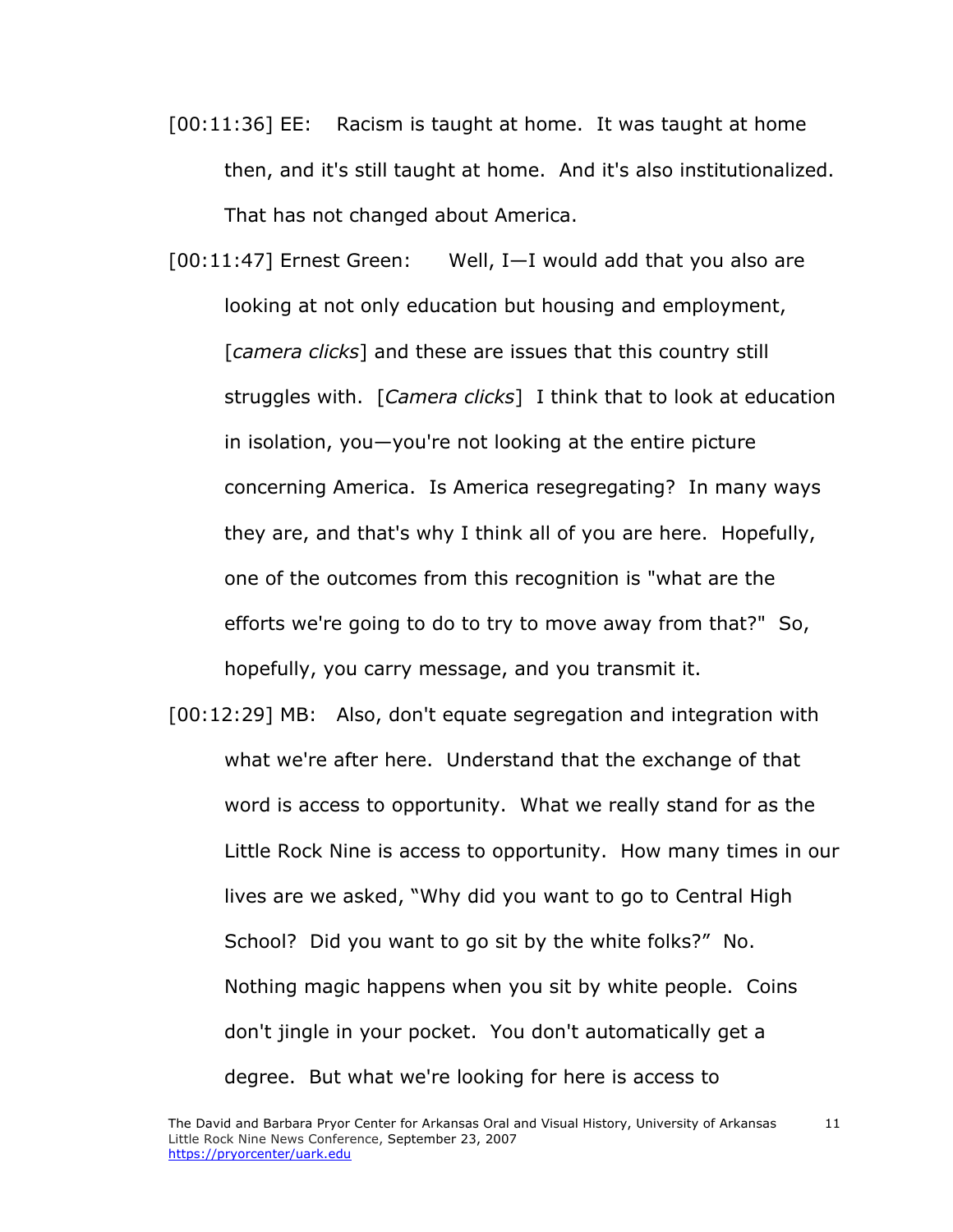[00:11:36] EE: Racism is taught at home. It was taught at home then, and it's still taught at home. And it's also institutionalized. That has not changed about America.

[00:11:47] Ernest Green: Well, I—I would add that you also are looking at not only education but housing and employment, [*camera clicks*] and these are issues that this country still struggles with. [*Camera clicks*] I think that to look at education in isolation, you—you're not looking at the entire picture concerning America. Is America resegregating? In many ways they are, and that's why I think all of you are here. Hopefully, one of the outcomes from this recognition is "what are the efforts we're going to do to try to move away from that?" So, hopefully, you carry message, and you transmit it.

[00:12:29] MB: Also, don't equate segregation and integration with what we're after here. Understand that the exchange of that word is access to opportunity. What we really stand for as the Little Rock Nine is access to opportunity. How many times in our lives are we asked, "Why did you want to go to Central High School? Did you want to go sit by the white folks?" No. Nothing magic happens when you sit by white people. Coins don't jingle in your pocket. You don't automatically get a degree. But what we're looking for here is access to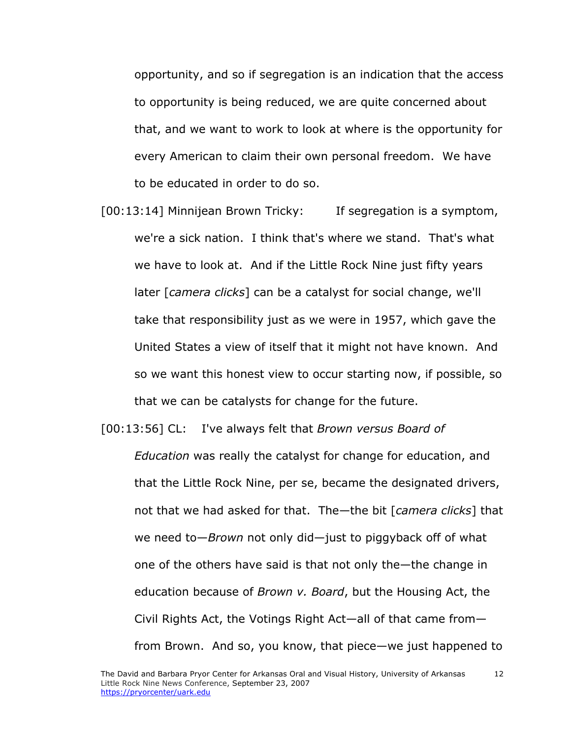opportunity, and so if segregation is an indication that the access to opportunity is being reduced, we are quite concerned about that, and we want to work to look at where is the opportunity for every American to claim their own personal freedom. We have to be educated in order to do so.

[00:13:14] Minnijean Brown Tricky: If segregation is a symptom, we're a sick nation. I think that's where we stand. That's what we have to look at. And if the Little Rock Nine just fifty years later [*camera clicks*] can be a catalyst for social change, we'll take that responsibility just as we were in 1957, which gave the United States a view of itself that it might not have known. And so we want this honest view to occur starting now, if possible, so that we can be catalysts for change for the future.

[00:13:56] CL: I've always felt that *Brown versus Board of Education* was really the catalyst for change for education, and that the Little Rock Nine, per se, became the designated drivers, not that we had asked for that. The—the bit [*camera clicks*] that we need to—*Brown* not only did—just to piggyback off of what one of the others have said is that not only the—the change in education because of *Brown v. Board*, but the Housing Act, the Civil Rights Act, the Votings Right Act—all of that came from—from Brown. And so, you know, that piece—we just happened to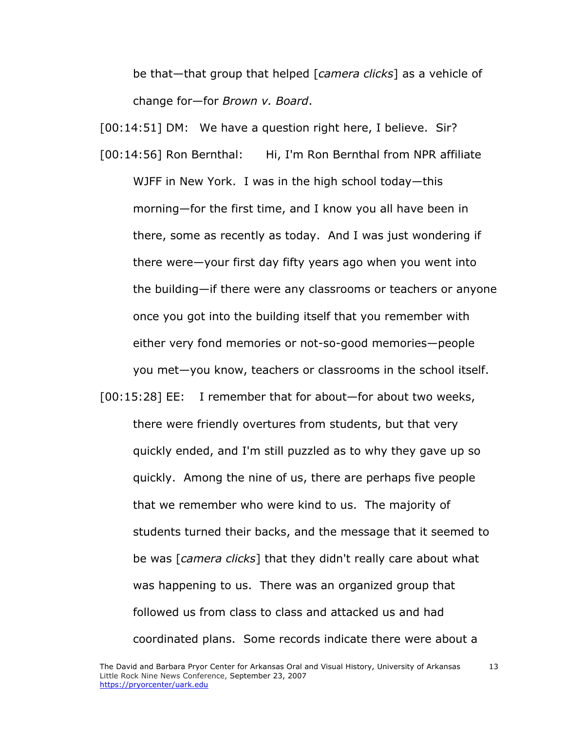be that—that group that helped [*camera clicks*] as a vehicle of change for—for *Brown v. Board*.

[00:14:51] DM: We have a question right here, I believe. Sir?

[00:14:56] Ron Bernthal: Hi, I'm Ron Bernthal from NPR affiliate WJFF in New York. I was in the high school today—this morning—for the first time, and I know you all have been in there, some as recently as today. And I was just wondering if there were—your first day fifty years ago when you went into the building—if there were any classrooms or teachers or anyone once you got into the building itself that you remember with either very fond memories or not-so-good memories—people you met—you know, teachers or classrooms in the school itself.

[00:15:28] EE: I remember that for about—for about two weeks, there were friendly overtures from students, but that very quickly ended, and I'm still puzzled as to why they gave up so quickly. Among the nine of us, there are perhaps five people that we remember who were kind to us. The majority of students turned their backs, and the message that it seemed to be was [*camera clicks*] that they didn't really care about what was happening to us. There was an organized group that followed us from class to class and attacked us and had coordinated plans. Some records indicate there were about a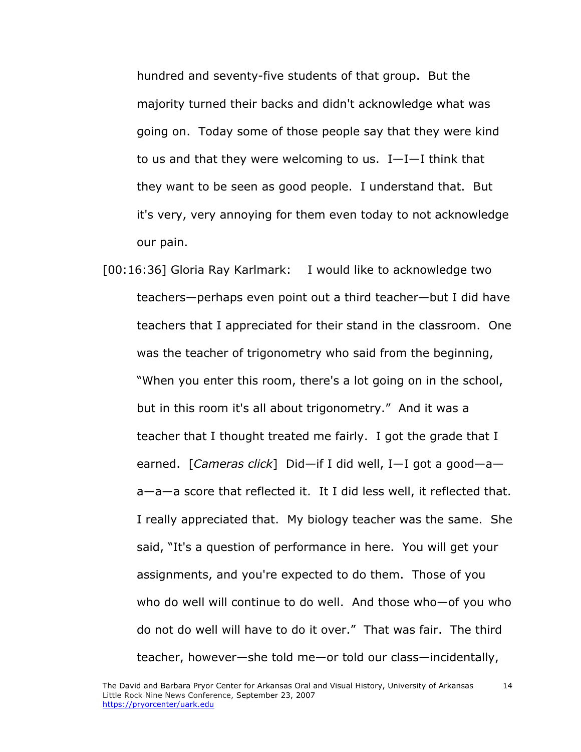hundred and seventy-five students of that group. But the majority turned their backs and didn't acknowledge what was going on. Today some of those people say that they were kind to us and that they were welcoming to us. I—I—I think that they want to be seen as good people. I understand that. But it's very, very annoying for them even today to not acknowledge our pain.

[00:16:36] Gloria Ray Karlmark: I would like to acknowledge two teachers—perhaps even point out a third teacher—but I did have teachers that I appreciated for their stand in the classroom. One was the teacher of trigonometry who said from the beginning, "When you enter this room, there's a lot going on in the school, but in this room it's all about trigonometry." And it was a teacher that I thought treated me fairly. I got the grade that I earned. [*Cameras click*] Did—if I did well, I—I got a good—a—a—a—a score that reflected it. It I did less well, it reflected that. I really appreciated that. My biology teacher was the same. She said, "It's a question of performance in here. You will get your assignments, and you're expected to do them. Those of you who do well will continue to do well. And those who—of you who do not do well will have to do it over." That was fair. The third teacher, however—she told me—or told our class—incidentally,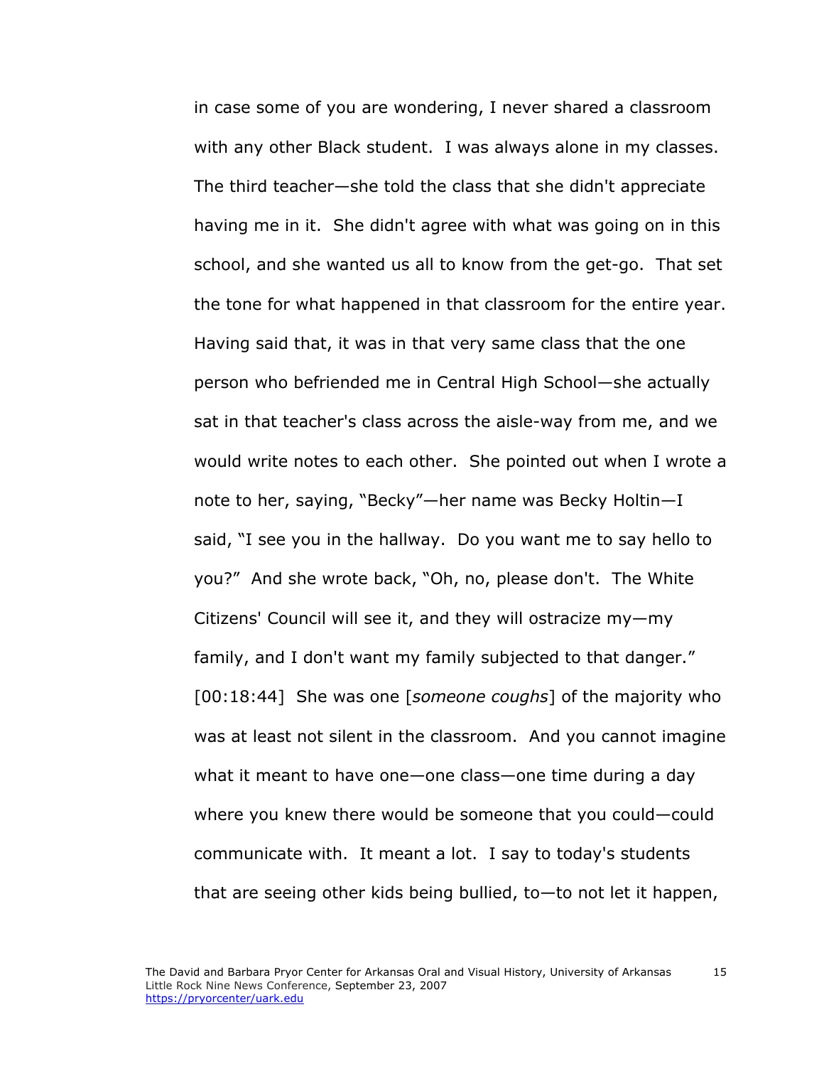in case some of you are wondering, I never shared a classroom with any other Black student. I was always alone in my classes. The third teacher—she told the class that she didn't appreciate having me in it. She didn't agree with what was going on in this school, and she wanted us all to know from the get-go. That set the tone for what happened in that classroom for the entire year. Having said that, it was in that very same class that the one person who befriended me in Central High School—she actually sat in that teacher's class across the aisle-way from me, and we would write notes to each other. She pointed out when I wrote a note to her, saying, "Becky"—her name was Becky Holtin—I said, "I see you in the hallway. Do you want me to say hello to you?" And she wrote back, "Oh, no, please don't. The White Citizens' Council will see it, and they will ostracize my—my family, and I don't want my family subjected to that danger." [00:18:44] She was one [*someone coughs*] of the majority who was at least not silent in the classroom. And you cannot imagine what it meant to have one—one class—one time during a day where you knew there would be someone that you could—could communicate with. It meant a lot. I say to today's students that are seeing other kids being bullied, to—to not let it happen,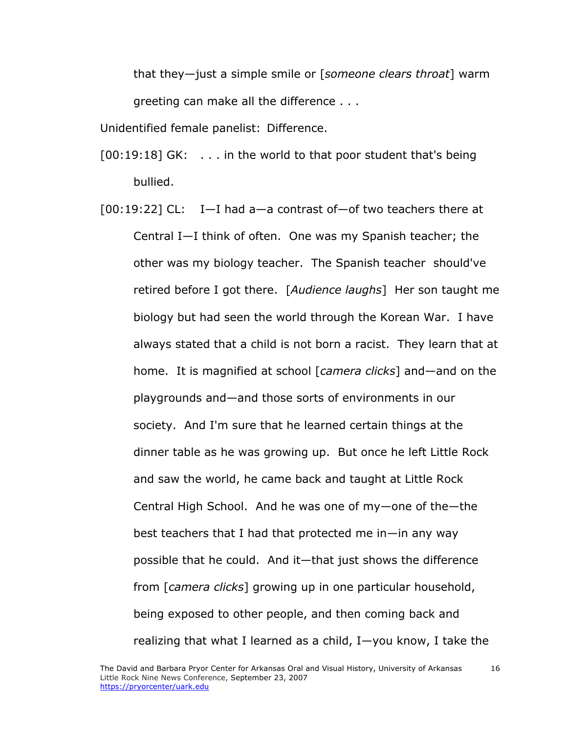that they—just a simple smile or [*someone clears throat*] warm greeting can make all the difference . . .

Unidentified female panelist: Difference.

[00:19:18] GK: . . . in the world to that poor student that's being bullied.

[00:19:22] CL: I—I had a—a contrast of—of two teachers there at Central I—I think of often. One was my Spanish teacher; the other was my biology teacher. The Spanish teacher should've retired before I got there. [*Audience laughs*] Her son taught me biology but had seen the world through the Korean War. I have always stated that a child is not born a racist. They learn that at home. It is magnified at school [*camera clicks*] and—and on the playgrounds and—and those sorts of environments in our society. And I'm sure that he learned certain things at the dinner table as he was growing up. But once he left Little Rock and saw the world, he came back and taught at Little Rock Central High School. And he was one of my—one of the—the best teachers that I had that protected me in—in any way possible that he could. And it—that just shows the difference from [*camera clicks*] growing up in one particular household, being exposed to other people, and then coming back and realizing that what I learned as a child, I—you know, I take the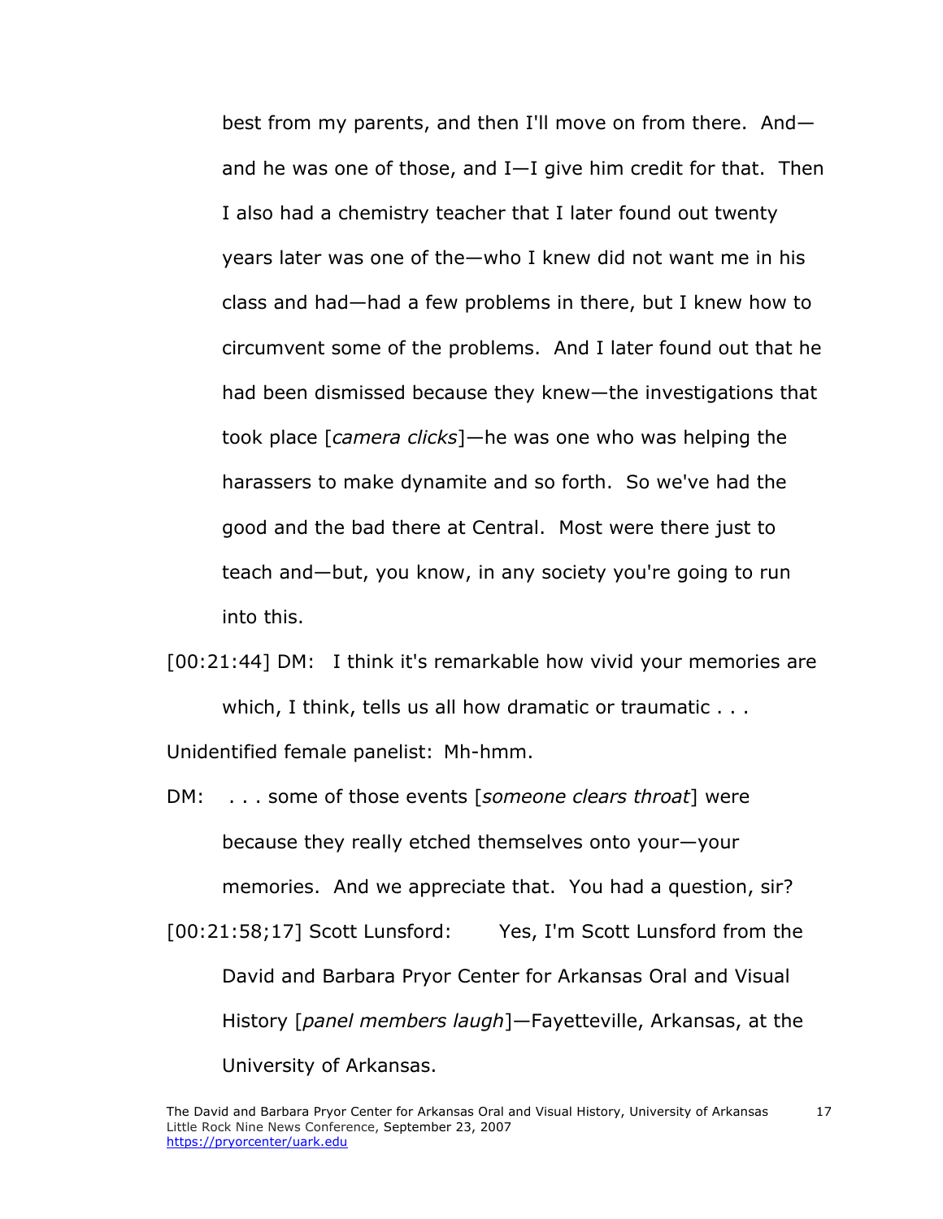best from my parents, and then I'll move on from there. And—and he was one of those, and I—I give him credit for that. Then I also had a chemistry teacher that I later found out twenty years later was one of the—who I knew did not want me in his class and had—had a few problems in there, but I knew how to circumvent some of the problems. And I later found out that he had been dismissed because they knew—the investigations that took place [*camera clicks*]—he was one who was helping the harassers to make dynamite and so forth. So we've had the good and the bad there at Central. Most were there just to teach and—but, you know, in any society you're going to run into this.

[00:21:44] DM: I think it's remarkable how vivid your memories are which, I think, tells us all how dramatic or traumatic . . .

Unidentified female panelist: Mh-hmm.

DM: . . . some of those events [*someone clears throat*] were because they really etched themselves onto your—your memories. And we appreciate that. You had a question, sir?

[00:21:58;17] Scott Lunsford: Yes, I'm Scott Lunsford from the David and Barbara Pryor Center for Arkansas Oral and Visual History [*panel members laugh*]—Fayetteville, Arkansas, at the University of Arkansas.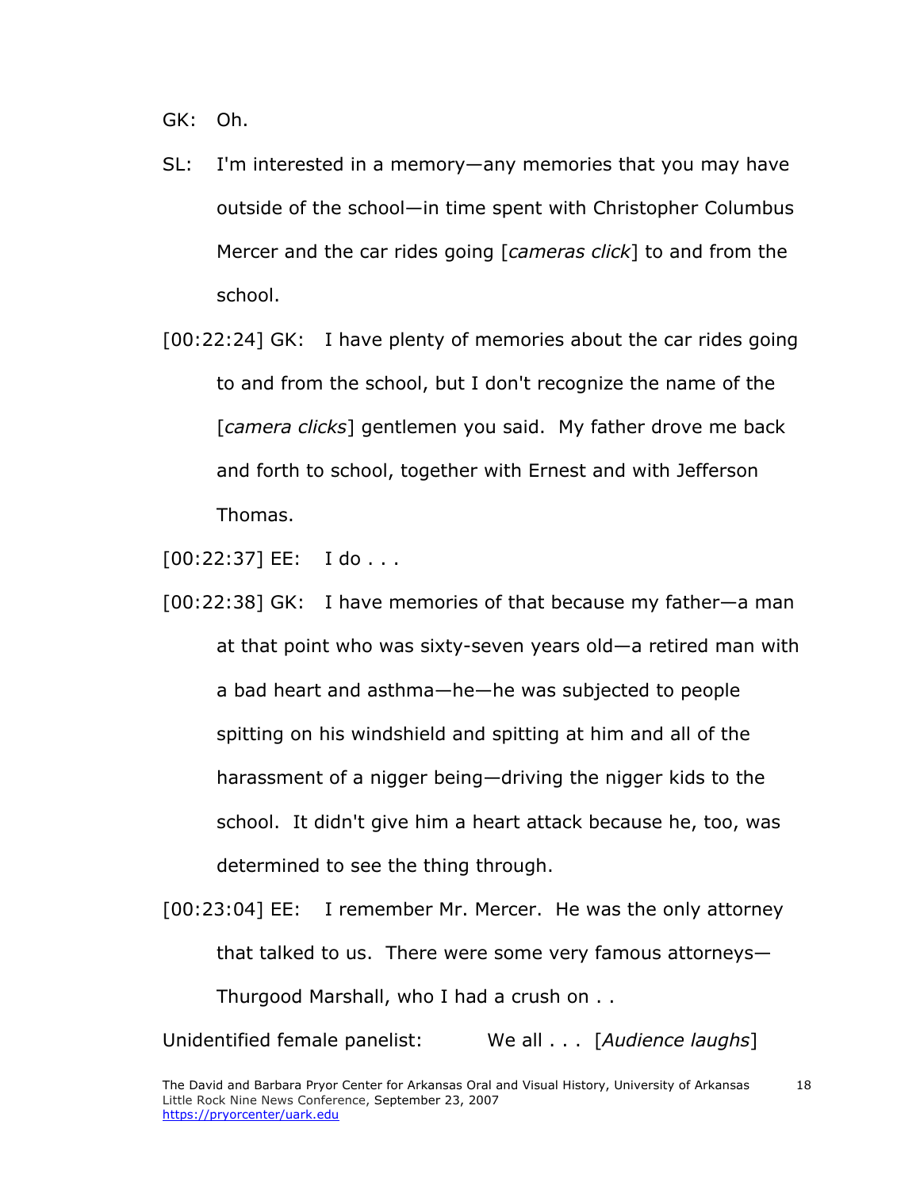GK: Oh.

SL: I'm interested in a memory—any memories that you may have outside of the school—in time spent with Christopher Columbus Mercer and the car rides going [*cameras click*] to and from the school.

[00:22:24] GK: I have plenty of memories about the car rides going to and from the school, but I don't recognize the name of the [*camera clicks*] gentlemen you said. My father drove me back and forth to school, together with Ernest and with Jefferson Thomas.

[00:22:37] EE: I do . . .

[00:22:38] GK: I have memories of that because my father—a man at that point who was sixty-seven years old—a retired man with a bad heart and asthma—he—he was subjected to people spitting on his windshield and spitting at him and all of the harassment of a nigger being—driving the nigger kids to the school. It didn't give him a heart attack because he, too, was determined to see the thing through.

[00:23:04] EE: I remember Mr. Mercer. He was the only attorney that talked to us. There were some very famous attorneys—Thurgood Marshall, who I had a crush on . .

Unidentified female panelist: We all . . . [*Audience laughs*]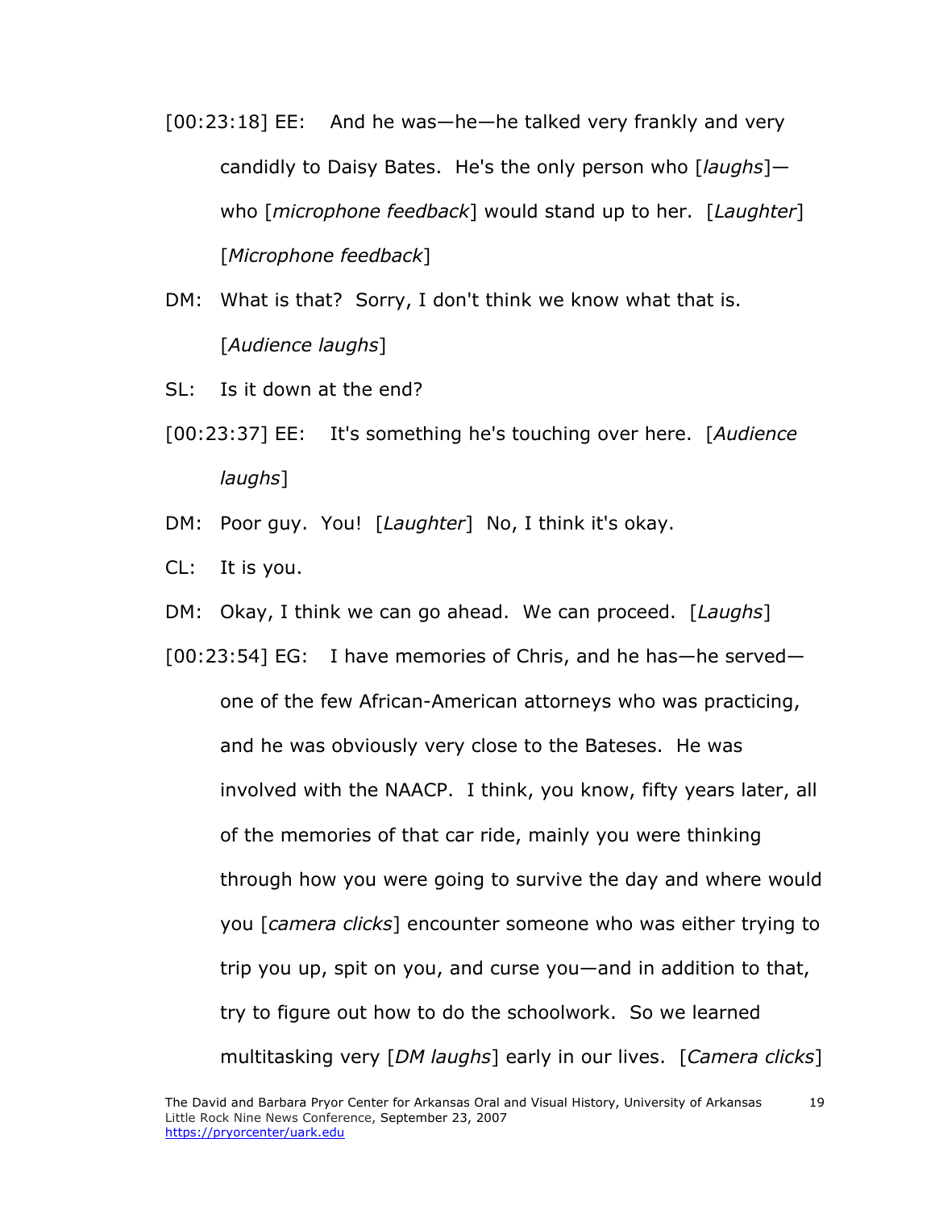[00:23:18] EE: And he was—he—he talked very frankly and very candidly to Daisy Bates. He's the only person who [*laughs*]—who [*microphone feedback*] would stand up to her. [*Laughter*] [*Microphone feedback*]

DM: What is that? Sorry, I don't think we know what that is. [*Audience laughs*]

SL: Is it down at the end?

[00:23:37] EE: It's something he's touching over here. [*Audience laughs*]

DM: Poor guy. You! [*Laughter*] No, I think it's okay.

CL: It is you.

DM: Okay, I think we can go ahead. We can proceed. [*Laughs*]

[00:23:54] EG: I have memories of Chris, and he has—he served—one of the few African-American attorneys who was practicing, and he was obviously very close to the Bateses. He was involved with the NAACP. I think, you know, fifty years later, all of the memories of that car ride, mainly you were thinking through how you were going to survive the day and where would you [*camera clicks*] encounter someone who was either trying to trip you up, spit on you, and curse you—and in addition to that, try to figure out how to do the schoolwork. So we learned multitasking very [*DM laughs*] early in our lives. [*Camera clicks*]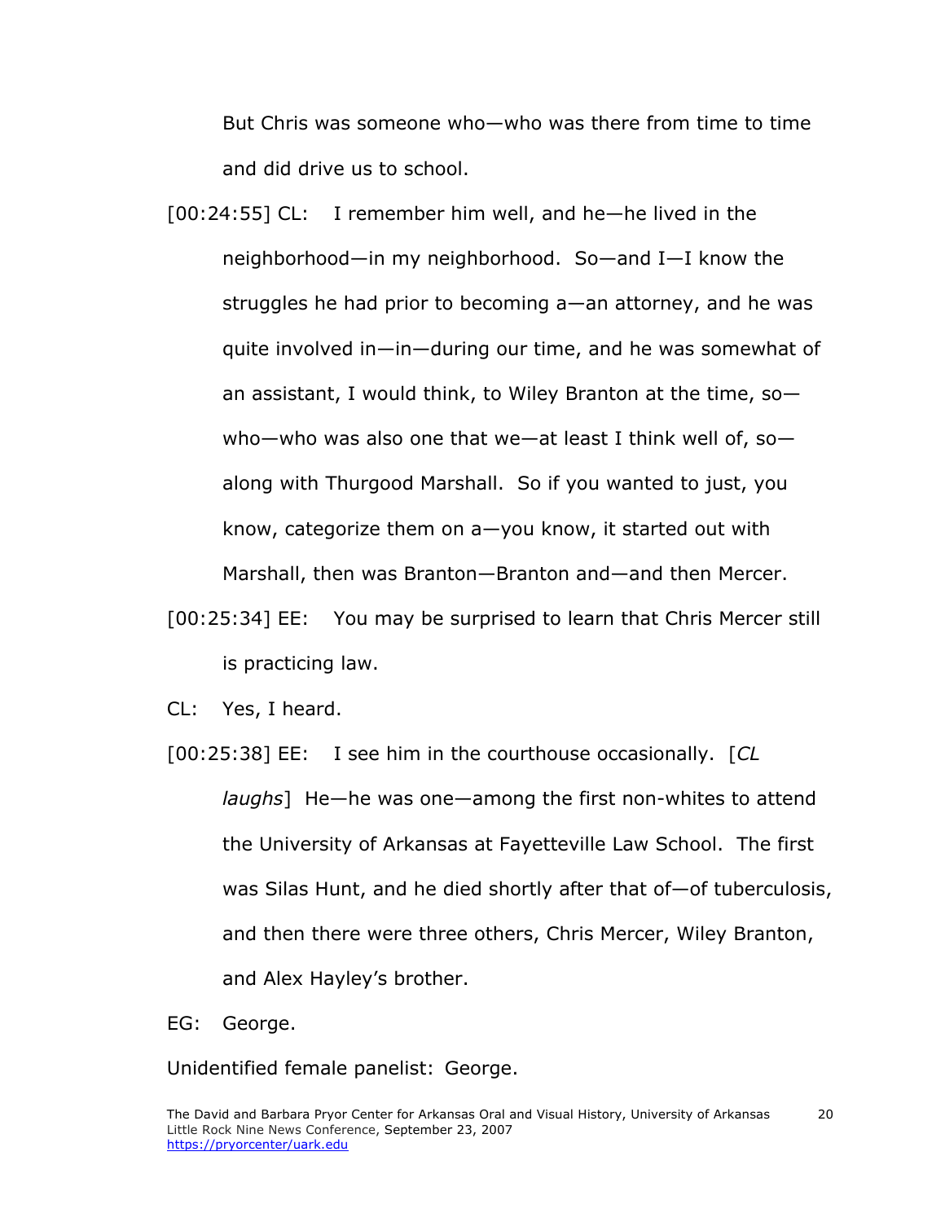But Chris was someone who—who was there from time to time and did drive us to school.

[00:24:55] CL: I remember him well, and he—he lived in the neighborhood—in my neighborhood. So—and I—I know the struggles he had prior to becoming a—an attorney, and he was quite involved in—in—during our time, and he was somewhat of an assistant, I would think, to Wiley Branton at the time, so—who—who was also one that we—at least I think well of, so—along with Thurgood Marshall. So if you wanted to just, you know, categorize them on a—you know, it started out with Marshall, then was Branton—Branton and—and then Mercer.

[00:25:34] EE: You may be surprised to learn that Chris Mercer still is practicing law.

CL: Yes, I heard.

[00:25:38] EE: I see him in the courthouse occasionally. [*CL laughs*] He—he was one—among the first non-whites to attend the University of Arkansas at Fayetteville Law School. The first was Silas Hunt, and he died shortly after that of—of tuberculosis, and then there were three others, Chris Mercer, Wiley Branton, and Alex Hayley's brother.

EG: George.

Unidentified female panelist: George.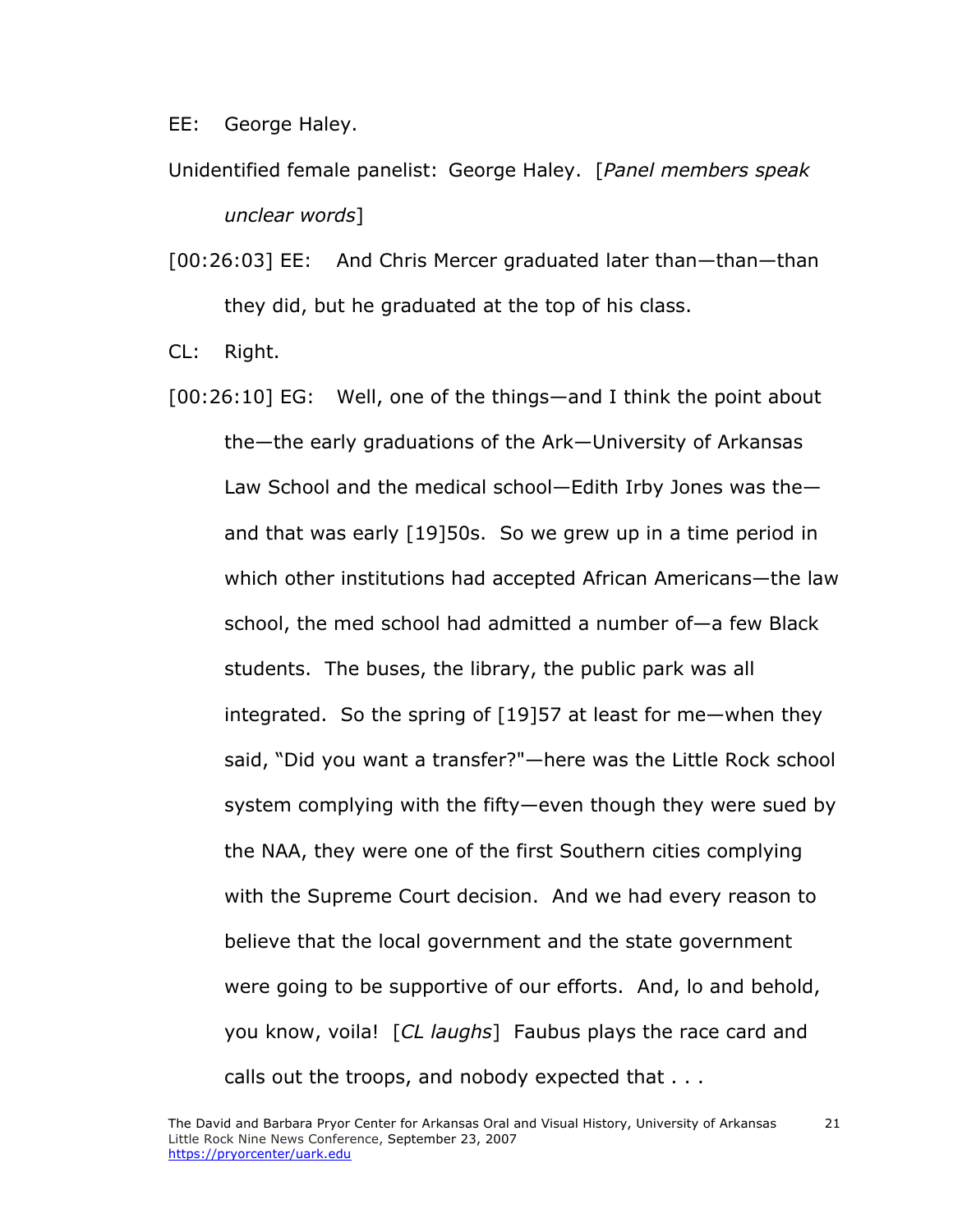EE: George Haley.

Unidentified female panelist: George Haley. [*Panel members speak unclear words*]

[00:26:03] EE: And Chris Mercer graduated later than—than—than they did, but he graduated at the top of his class.

CL: Right.

[00:26:10] EG: Well, one of the things—and I think the point about the—the early graduations of the Ark—University of Arkansas Law School and the medical school—Edith Irby Jones was the—and that was early [19]50s. So we grew up in a time period in which other institutions had accepted African Americans—the law school, the med school had admitted a number of—a few Black students. The buses, the library, the public park was all integrated. So the spring of [19]57 at least for me—when they said, "Did you want a transfer?"—here was the Little Rock school system complying with the fifty—even though they were sued by the NAA, they were one of the first Southern cities complying with the Supreme Court decision. And we had every reason to believe that the local government and the state government were going to be supportive of our efforts. And, lo and behold, you know, voila! [*CL laughs*] Faubus plays the race card and calls out the troops, and nobody expected that . . .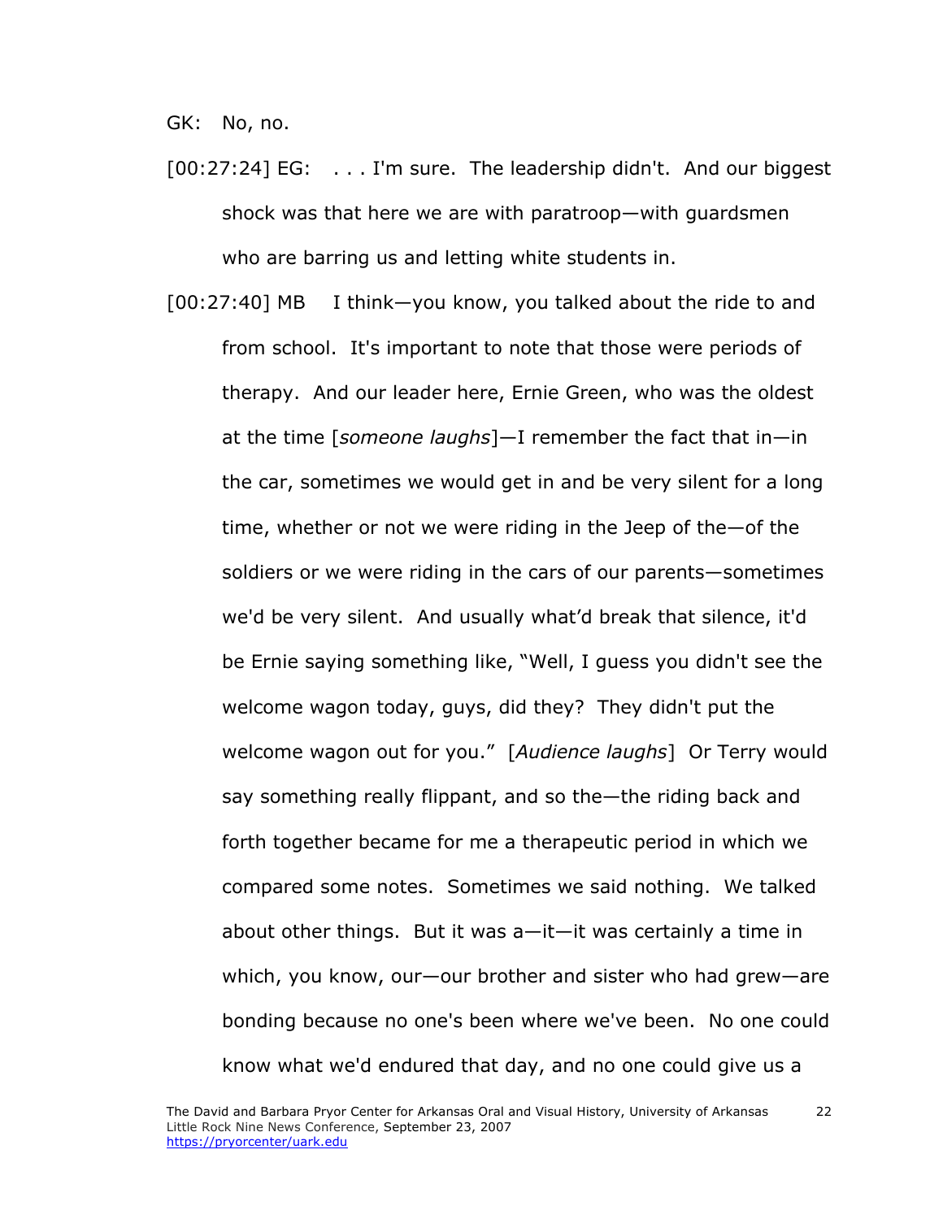GK: No, no.

[00:27:24] EG: . . . I'm sure. The leadership didn't. And our biggest shock was that here we are with paratroop—with guardsmen who are barring us and letting white students in.

[00:27:40] MB I think—you know, you talked about the ride to and from school. It's important to note that those were periods of therapy. And our leader here, Ernie Green, who was the oldest at the time [*someone laughs*]—I remember the fact that in—in the car, sometimes we would get in and be very silent for a long time, whether or not we were riding in the Jeep of the—of the soldiers or we were riding in the cars of our parents—sometimes we'd be very silent. And usually what'd break that silence, it'd be Ernie saying something like, "Well, I guess you didn't see the welcome wagon today, guys, did they? They didn't put the welcome wagon out for you." [*Audience laughs*] Or Terry would say something really flippant, and so the—the riding back and forth together became for me a therapeutic period in which we compared some notes. Sometimes we said nothing. We talked about other things. But it was a—it—it was certainly a time in which, you know, our—our brother and sister who had grew—are bonding because no one's been where we've been. No one could know what we'd endured that day, and no one could give us a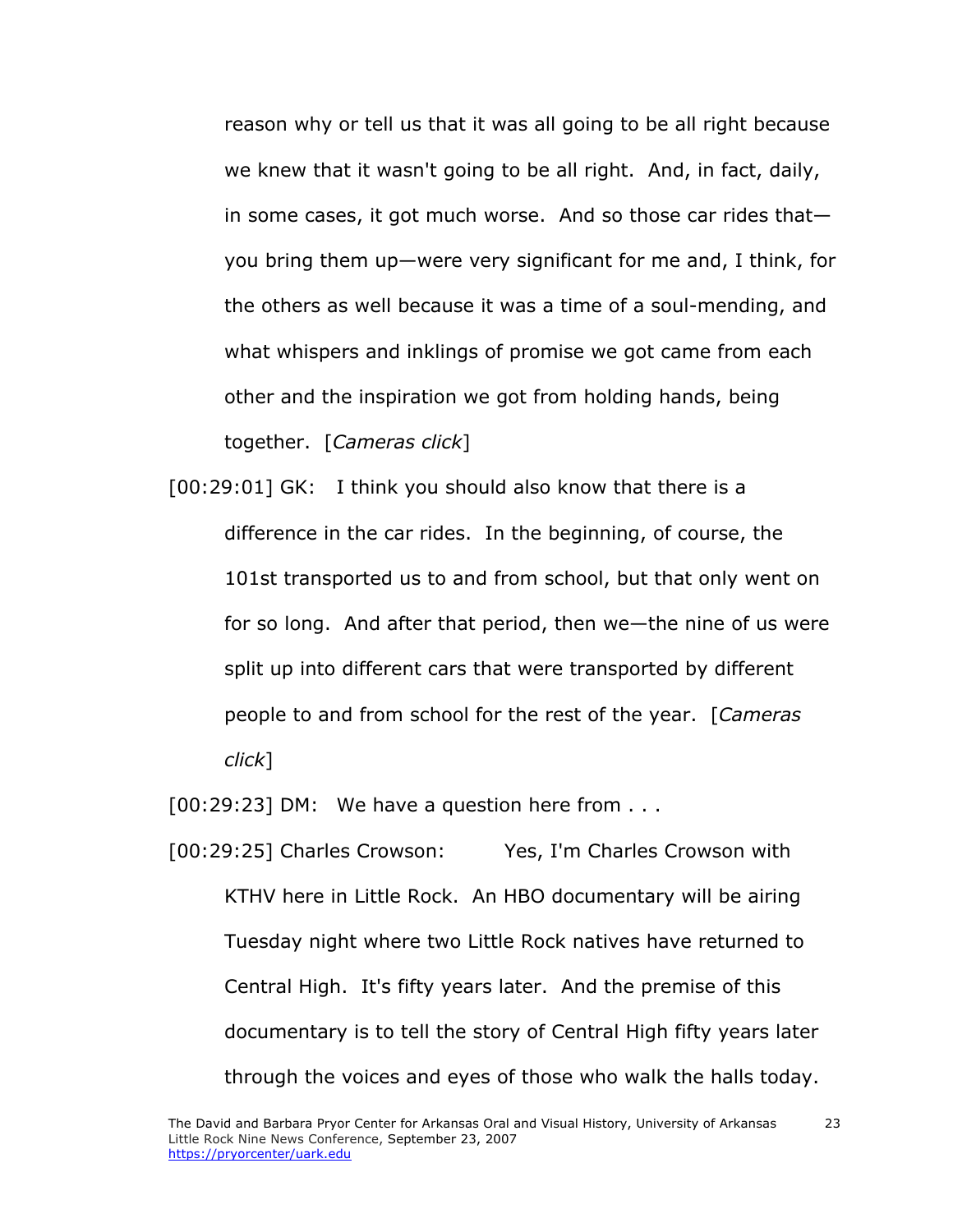reason why or tell us that it was all going to be all right because we knew that it wasn't going to be all right. And, in fact, daily, in some cases, it got much worse. And so those car rides that—you bring them up—were very significant for me and, I think, for the others as well because it was a time of a soul-mending, and what whispers and inklings of promise we got came from each other and the inspiration we got from holding hands, being together. [*Cameras click*]

[00:29:01] GK: I think you should also know that there is a difference in the car rides. In the beginning, of course, the 101st transported us to and from school, but that only went on for so long. And after that period, then we—the nine of us were split up into different cars that were transported by different people to and from school for the rest of the year. [*Cameras click*]

[00:29:23] DM: We have a question here from . . .

[00:29:25] Charles Crowson: Yes, I'm Charles Crowson with KTHV here in Little Rock. An HBO documentary will be airing Tuesday night where two Little Rock natives have returned to Central High. It's fifty years later. And the premise of this documentary is to tell the story of Central High fifty years later through the voices and eyes of those who walk the halls today.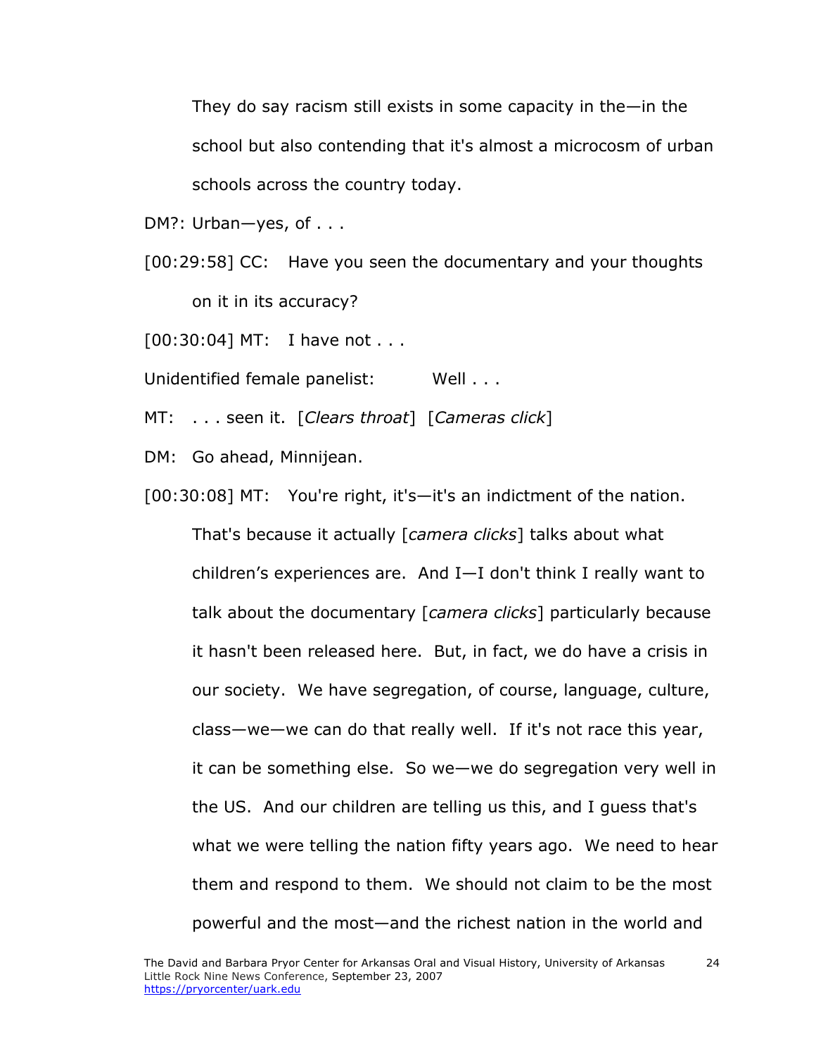They do say racism still exists in some capacity in the—in the school but also contending that it's almost a microcosm of urban schools across the country today.

DM?: Urban—yes, of . . .

[00:29:58] CC: Have you seen the documentary and your thoughts on it in its accuracy?

[00:30:04] MT: I have not . . .

Unidentified female panelist: Well . . .

MT: . . . seen it. [*Clears throat*] [*Cameras click*]

DM: Go ahead, Minnijean.

[00:30:08] MT: You're right, it's—it's an indictment of the nation. That's because it actually [*camera clicks*] talks about what children's experiences are. And I—I don't think I really want to talk about the documentary [*camera clicks*] particularly because it hasn't been released here. But, in fact, we do have a crisis in our society. We have segregation, of course, language, culture, class—we—we can do that really well. If it's not race this year, it can be something else. So we—we do segregation very well in the US. And our children are telling us this, and I guess that's what we were telling the nation fifty years ago. We need to hear them and respond to them. We should not claim to be the most powerful and the most—and the richest nation in the world and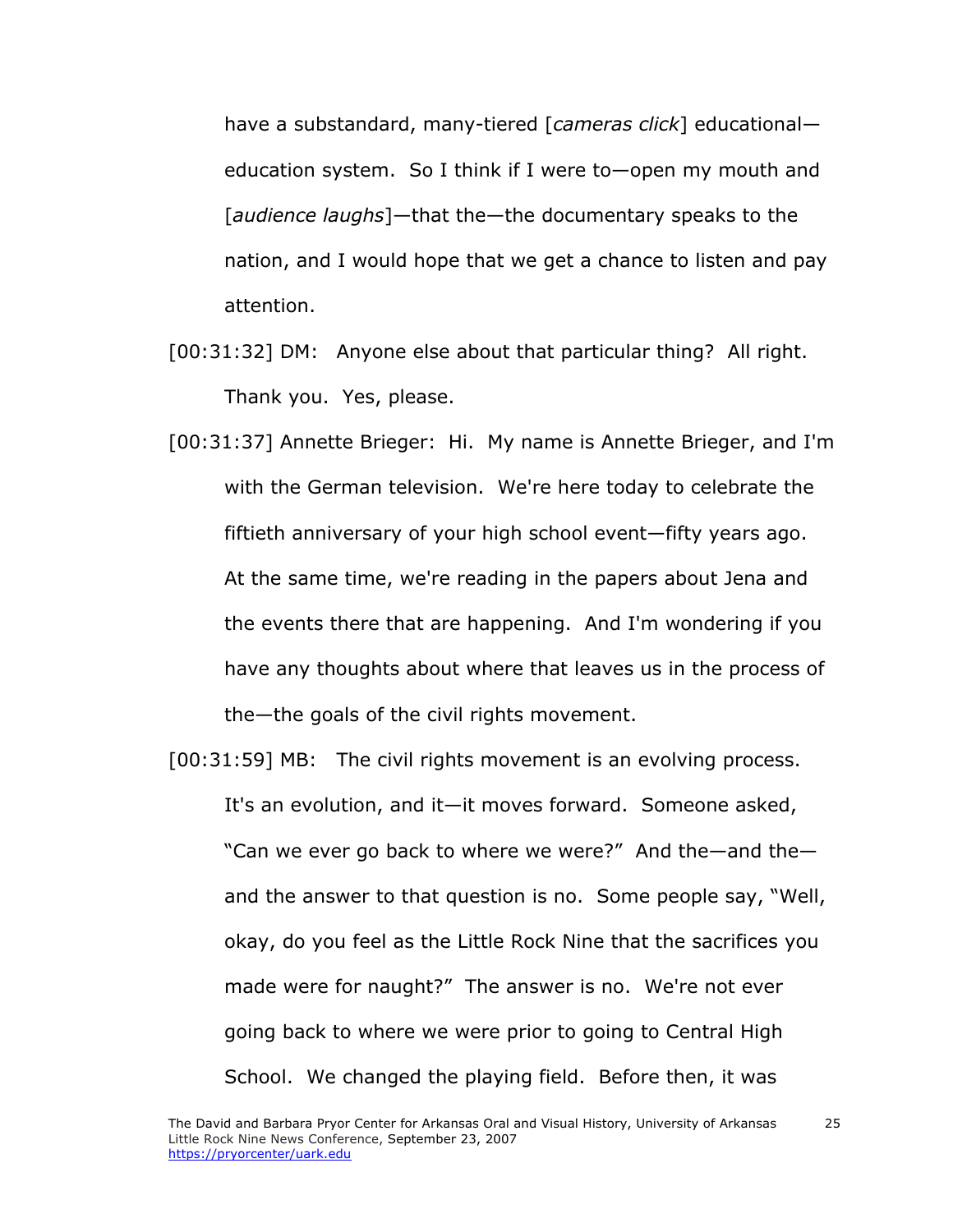have a substandard, many-tiered [*cameras click*] educational—education system. So I think if I were to—open my mouth and [*audience laughs*]—that the—the documentary speaks to the nation, and I would hope that we get a chance to listen and pay attention.

[00:31:32] DM: Anyone else about that particular thing? All right. Thank you. Yes, please.

[00:31:37] Annette Brieger: Hi. My name is Annette Brieger, and I'm with the German television. We're here today to celebrate the fiftieth anniversary of your high school event—fifty years ago. At the same time, we're reading in the papers about Jena and the events there that are happening. And I'm wondering if you have any thoughts about where that leaves us in the process of the—the goals of the civil rights movement.

[00:31:59] MB: The civil rights movement is an evolving process. It's an evolution, and it—it moves forward. Someone asked, "Can we ever go back to where we were?" And the—and the—and the answer to that question is no. Some people say, "Well, okay, do you feel as the Little Rock Nine that the sacrifices you made were for naught?" The answer is no. We're not ever going back to where we were prior to going to Central High School. We changed the playing field. Before then, it was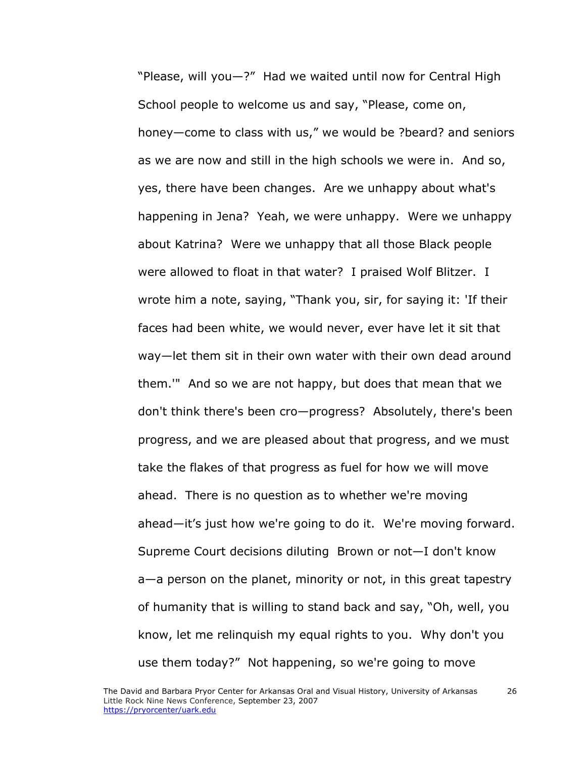"Please, will you—?" Had we waited until now for Central High School people to welcome us and say, "Please, come on, honey—come to class with us," we would be ?beard? and seniors as we are now and still in the high schools we were in. And so, yes, there have been changes. Are we unhappy about what's happening in Jena? Yeah, we were unhappy. Were we unhappy about Katrina? Were we unhappy that all those Black people were allowed to float in that water? I praised Wolf Blitzer. I wrote him a note, saying, "Thank you, sir, for saying it: 'If their faces had been white, we would never, ever have let it sit that way—let them sit in their own water with their own dead around them.'" And so we are not happy, but does that mean that we don't think there's been cro—progress? Absolutely, there's been progress, and we are pleased about that progress, and we must take the flakes of that progress as fuel for how we will move ahead. There is no question as to whether we're moving ahead—it's just how we're going to do it. We're moving forward. Supreme Court decisions diluting Brown or not—I don't know a—a person on the planet, minority or not, in this great tapestry of humanity that is willing to stand back and say, "Oh, well, you know, let me relinquish my equal rights to you. Why don't you use them today?" Not happening, so we're going to move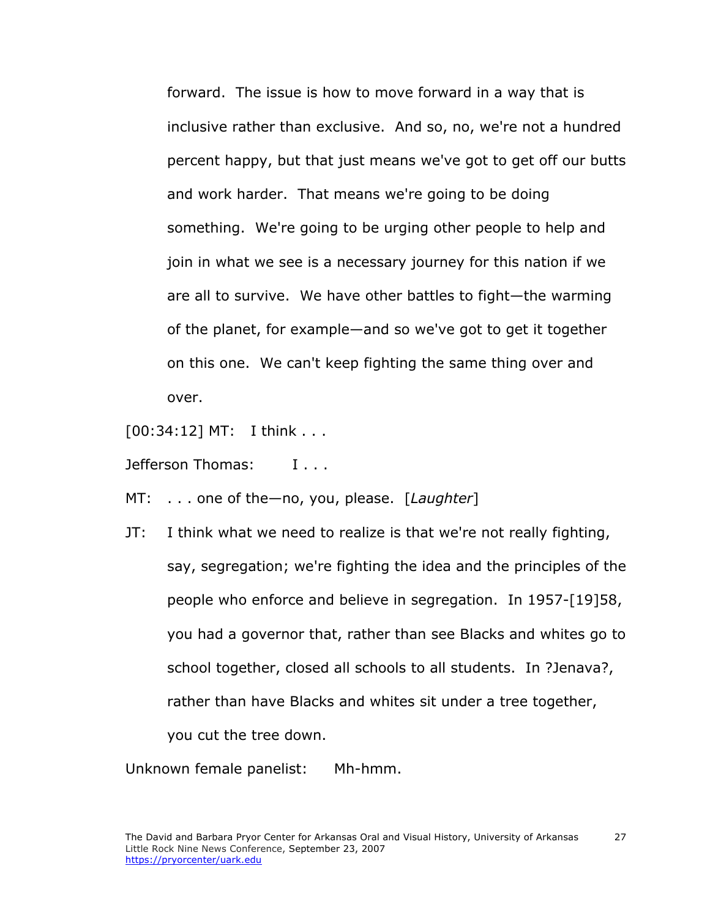forward. The issue is how to move forward in a way that is inclusive rather than exclusive. And so, no, we're not a hundred percent happy, but that just means we've got to get off our butts and work harder. That means we're going to be doing something. We're going to be urging other people to help and join in what we see is a necessary journey for this nation if we are all to survive. We have other battles to fight—the warming of the planet, for example—and so we've got to get it together on this one. We can't keep fighting the same thing over and over.

[00:34:12] MT: I think . . .

Jefferson Thomas: I . . .

MT: . . . one of the—no, you, please. [*Laughter*]

JT: I think what we need to realize is that we're not really fighting, say, segregation; we're fighting the idea and the principles of the people who enforce and believe in segregation. In 1957-[19]58, you had a governor that, rather than see Blacks and whites go to school together, closed all schools to all students. In ?Jenava?, rather than have Blacks and whites sit under a tree together, you cut the tree down.

Unknown female panelist: Mh-hmm.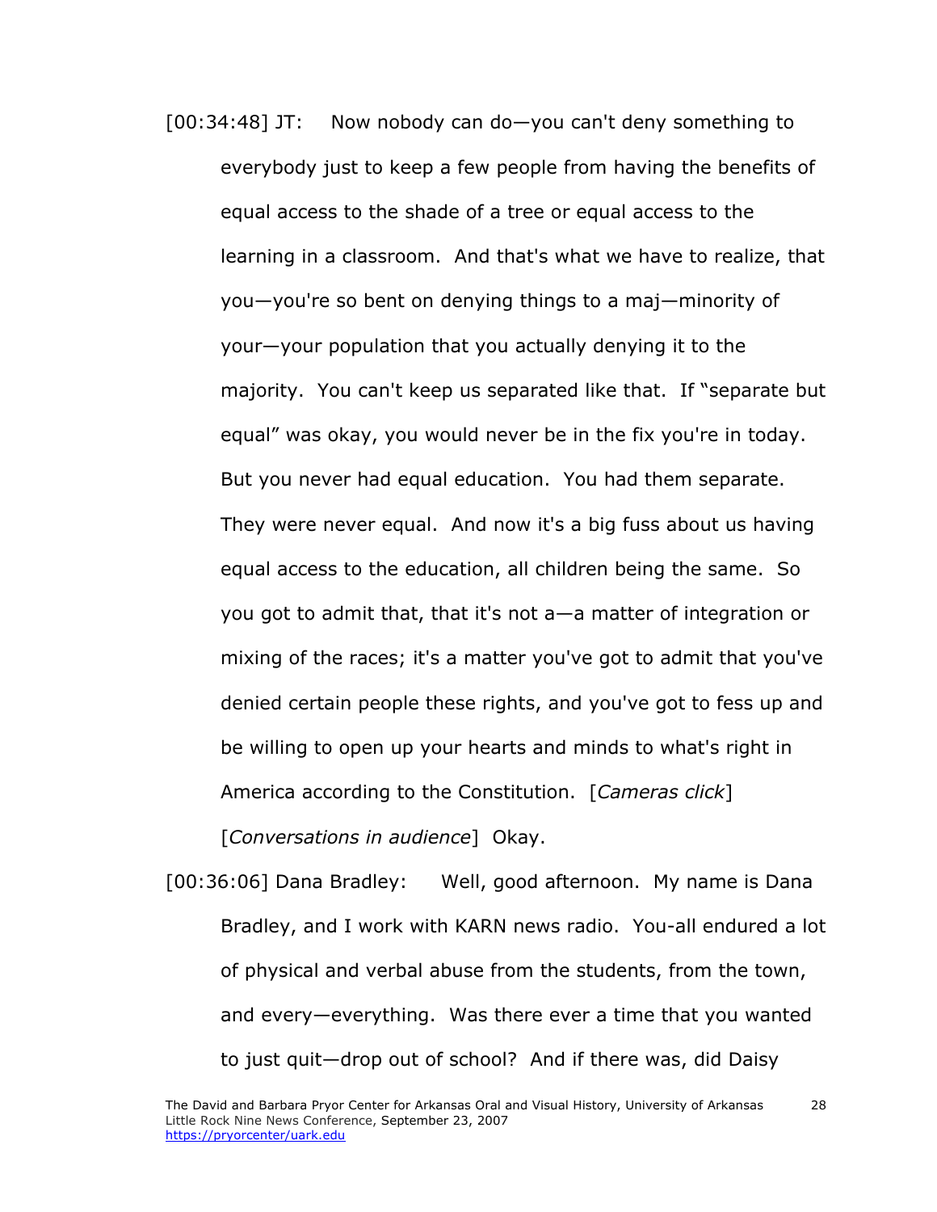[00:34:48] JT: Now nobody can do—you can't deny something to everybody just to keep a few people from having the benefits of equal access to the shade of a tree or equal access to the learning in a classroom. And that's what we have to realize, that you—you're so bent on denying things to a maj—minority of your—your population that you actually denying it to the majority. You can't keep us separated like that. If "separate but equal" was okay, you would never be in the fix you're in today. But you never had equal education. You had them separate. They were never equal. And now it's a big fuss about us having equal access to the education, all children being the same. So you got to admit that, that it's not a—a matter of integration or mixing of the races; it's a matter you've got to admit that you've denied certain people these rights, and you've got to fess up and be willing to open up your hearts and minds to what's right in America according to the Constitution. [*Cameras click*] [*Conversations in audience*] Okay.

[00:36:06] Dana Bradley: Well, good afternoon. My name is Dana Bradley, and I work with KARN news radio. You-all endured a lot of physical and verbal abuse from the students, from the town, and every—everything. Was there ever a time that you wanted to just quit—drop out of school? And if there was, did Daisy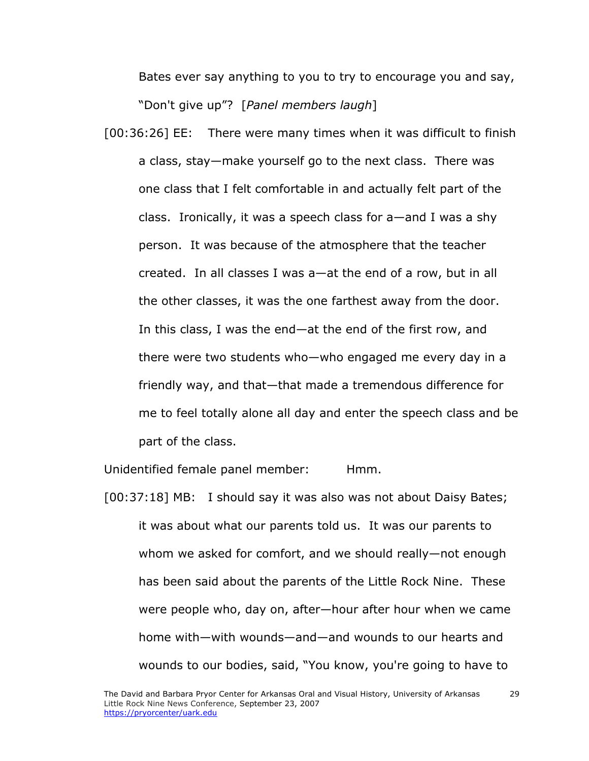Bates ever say anything to you to try to encourage you and say, "Don't give up"? [*Panel members laugh*]

[00:36:26] EE: There were many times when it was difficult to finish a class, stay—make yourself go to the next class. There was one class that I felt comfortable in and actually felt part of the class. Ironically, it was a speech class for a—and I was a shy person. It was because of the atmosphere that the teacher created. In all classes I was a—at the end of a row, but in all the other classes, it was the one farthest away from the door. In this class, I was the end—at the end of the first row, and there were two students who—who engaged me every day in a friendly way, and that—that made a tremendous difference for me to feel totally alone all day and enter the speech class and be part of the class.

Unidentified female panel member: Hmm.

[00:37:18] MB: I should say it was also was not about Daisy Bates; it was about what our parents told us. It was our parents to whom we asked for comfort, and we should really—not enough has been said about the parents of the Little Rock Nine. These were people who, day on, after—hour after hour when we came home with—with wounds—and—and wounds to our hearts and wounds to our bodies, said, "You know, you're going to have to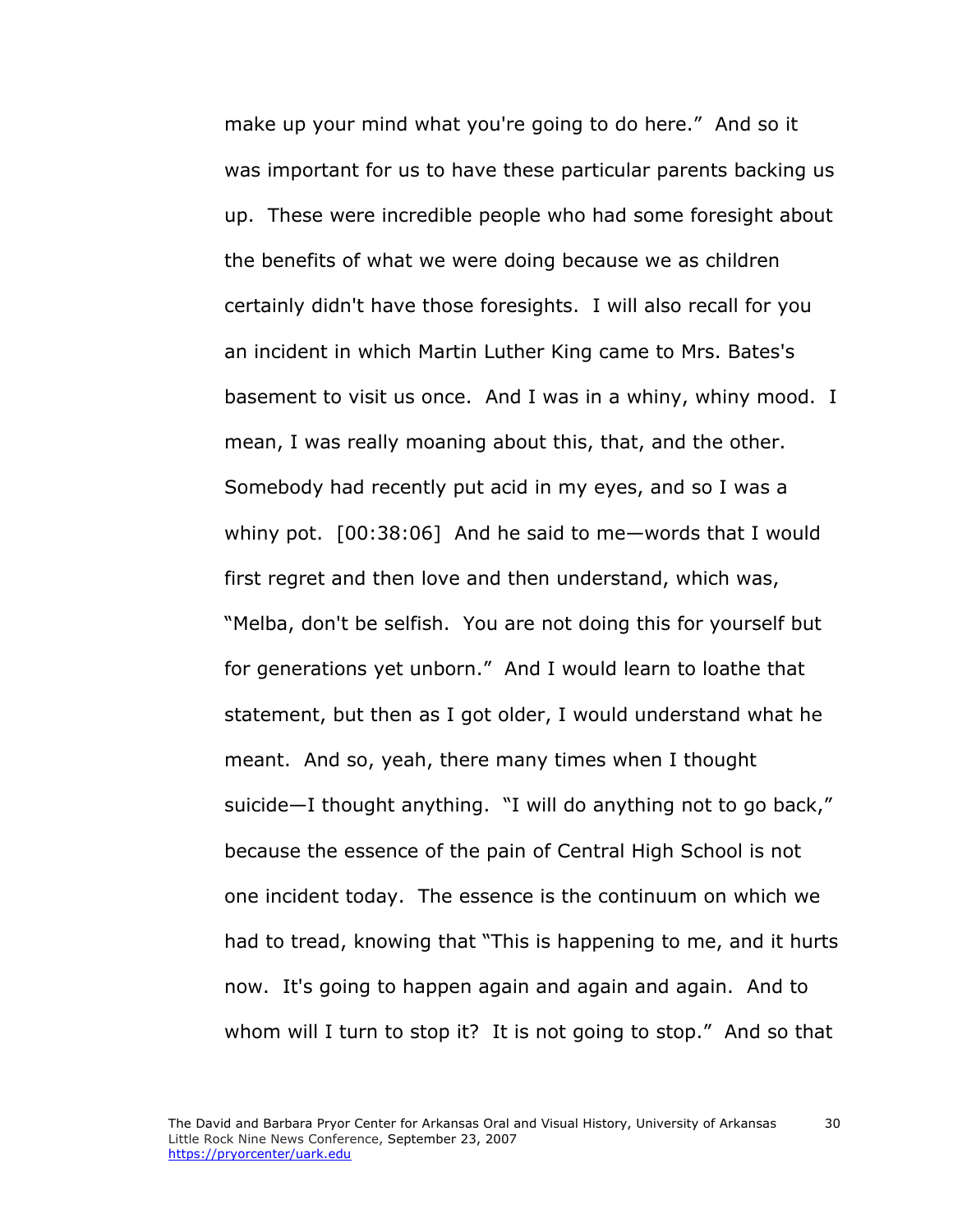make up your mind what you're going to do here." And so it was important for us to have these particular parents backing us up. These were incredible people who had some foresight about the benefits of what we were doing because we as children certainly didn't have those foresights. I will also recall for you an incident in which Martin Luther King came to Mrs. Bates's basement to visit us once. And I was in a whiny, whiny mood. I mean, I was really moaning about this, that, and the other. Somebody had recently put acid in my eyes, and so I was a whiny pot. [00:38:06] And he said to me—words that I would first regret and then love and then understand, which was, "Melba, don't be selfish. You are not doing this for yourself but for generations yet unborn." And I would learn to loathe that statement, but then as I got older, I would understand what he meant. And so, yeah, there many times when I thought suicide—I thought anything. "I will do anything not to go back," because the essence of the pain of Central High School is not one incident today. The essence is the continuum on which we had to tread, knowing that "This is happening to me, and it hurts now. It's going to happen again and again and again. And to whom will I turn to stop it? It is not going to stop." And so that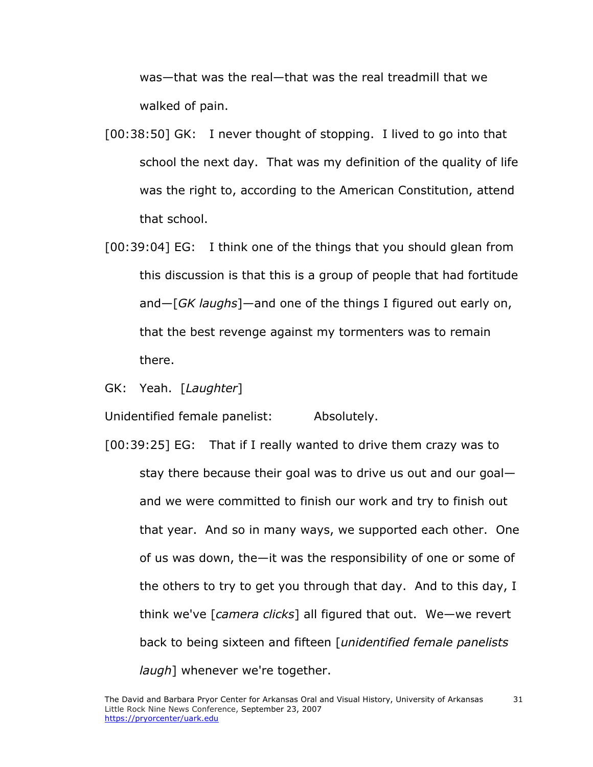was—that was the real—that was the real treadmill that we walked of pain.

[00:38:50] GK: I never thought of stopping. I lived to go into that school the next day. That was my definition of the quality of life was the right to, according to the American Constitution, attend that school.

[00:39:04] EG: I think one of the things that you should glean from this discussion is that this is a group of people that had fortitude and—[*GK laughs*]—and one of the things I figured out early on, that the best revenge against my tormenters was to remain there.

GK: Yeah. [*Laughter*]

Unidentified female panelist: Absolutely.

[00:39:25] EG: That if I really wanted to drive them crazy was to stay there because their goal was to drive us out and our goal—and we were committed to finish our work and try to finish out that year. And so in many ways, we supported each other. One of us was down, the—it was the responsibility of one or some of the others to try to get you through that day. And to this day, I think we've [*camera clicks*] all figured that out. We—we revert back to being sixteen and fifteen [*unidentified female panelists laugh*] whenever we're together.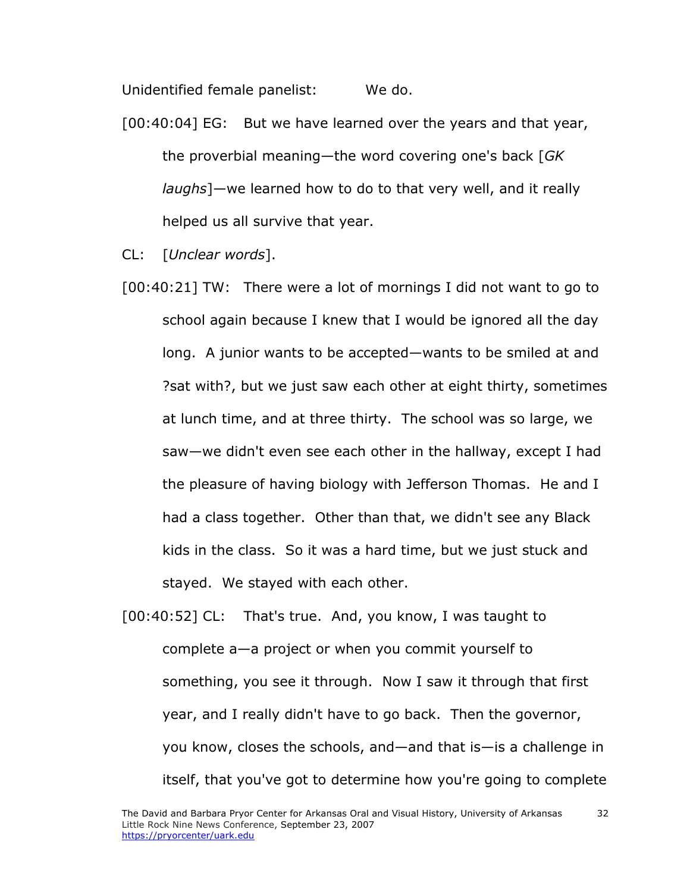Unidentified female panelist: We do.

[00:40:04] EG: But we have learned over the years and that year, the proverbial meaning—the word covering one's back [*GK laughs*]—we learned how to do to that very well, and it really helped us all survive that year.

CL: [*Unclear words*].

[00:40:21] TW: There were a lot of mornings I did not want to go to school again because I knew that I would be ignored all the day long. A junior wants to be accepted—wants to be smiled at and ?sat with?, but we just saw each other at eight thirty, sometimes at lunch time, and at three thirty. The school was so large, we saw—we didn't even see each other in the hallway, except I had the pleasure of having biology with Jefferson Thomas. He and I had a class together. Other than that, we didn't see any Black kids in the class. So it was a hard time, but we just stuck and stayed. We stayed with each other.

[00:40:52] CL: That's true. And, you know, I was taught to complete a—a project or when you commit yourself to something, you see it through. Now I saw it through that first year, and I really didn't have to go back. Then the governor, you know, closes the schools, and—and that is—is a challenge in itself, that you've got to determine how you're going to complete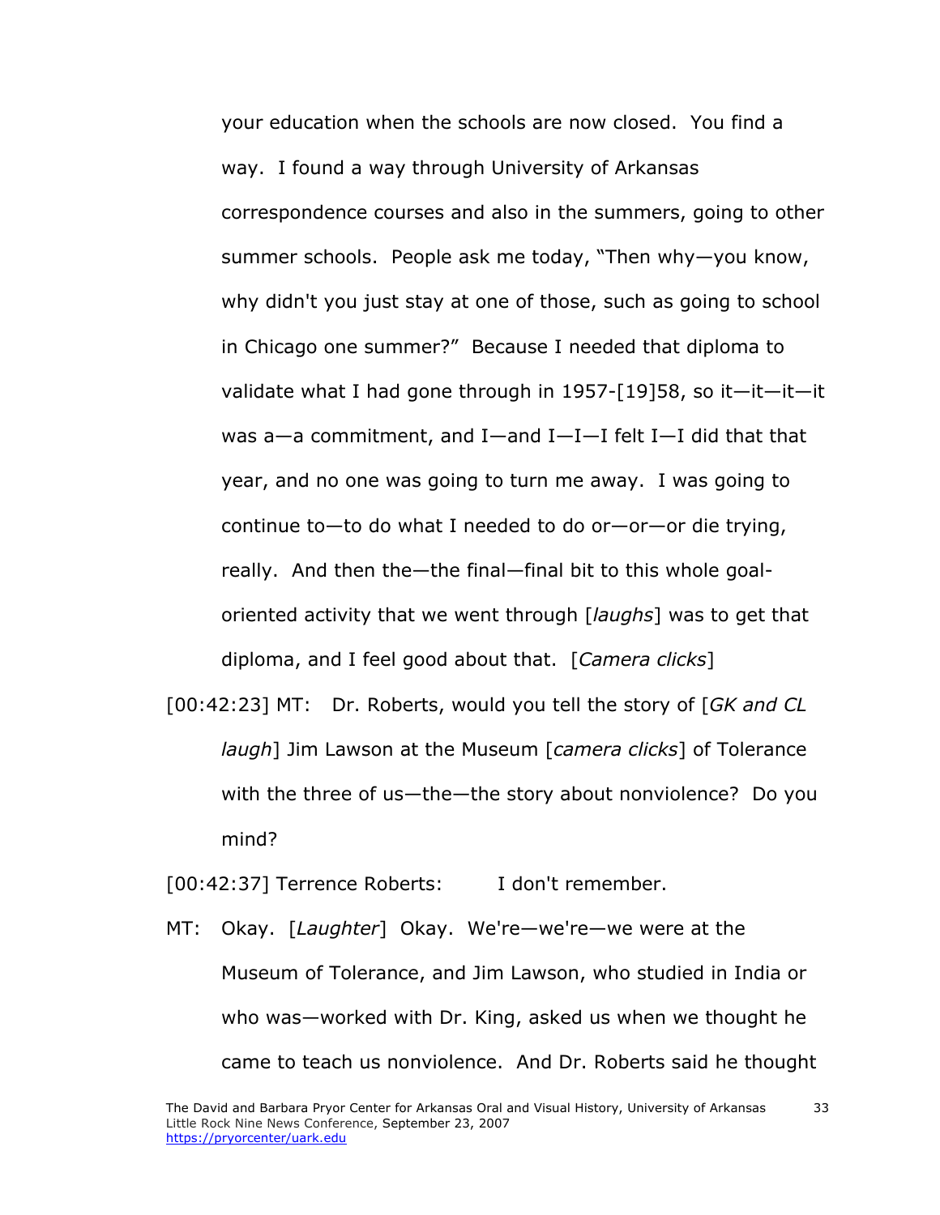your education when the schools are now closed. You find a way. I found a way through University of Arkansas correspondence courses and also in the summers, going to other summer schools. People ask me today, "Then why—you know, why didn't you just stay at one of those, such as going to school in Chicago one summer?" Because I needed that diploma to validate what I had gone through in 1957-[19]58, so it—it—it—it was a—a commitment, and I—and I—I—I felt I—I did that that year, and no one was going to turn me away. I was going to continue to—to do what I needed to do or—or—or die trying, really. And then the—the final—final bit to this whole goal-oriented activity that we went through [*laughs*] was to get that diploma, and I feel good about that. [*Camera clicks*]

[00:42:23] MT: Dr. Roberts, would you tell the story of [*GK and CL laugh*] Jim Lawson at the Museum [*camera clicks*] of Tolerance with the three of us—the—the story about nonviolence? Do you mind?

[00:42:37] Terrence Roberts: I don't remember.

MT: Okay. [*Laughter*] Okay. We're—we're—we were at the Museum of Tolerance, and Jim Lawson, who studied in India or who was—worked with Dr. King, asked us when we thought he came to teach us nonviolence. And Dr. Roberts said he thought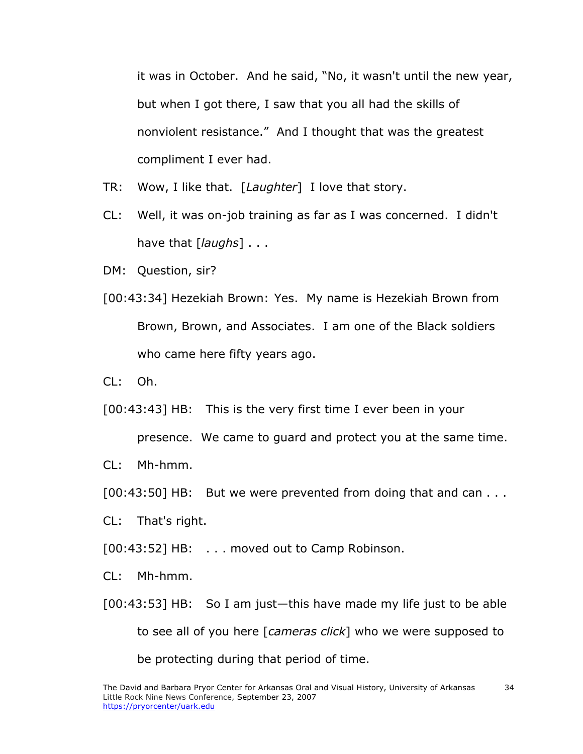it was in October. And he said, "No, it wasn't until the new year, but when I got there, I saw that you all had the skills of nonviolent resistance." And I thought that was the greatest compliment I ever had.

TR: Wow, I like that. [*Laughter*] I love that story.

CL: Well, it was on-job training as far as I was concerned. I didn't have that [*laughs*] . . .

DM: Question, sir?

[00:43:34] Hezekiah Brown: Yes. My name is Hezekiah Brown from Brown, Brown, and Associates. I am one of the Black soldiers who came here fifty years ago.

CL: Oh.

[00:43:43] HB: This is the very first time I ever been in your presence. We came to guard and protect you at the same time.

CL: Mh-hmm.

[00:43:50] HB: But we were prevented from doing that and can . . .

CL: That's right.

[00:43:52] HB: . . . moved out to Camp Robinson.

CL: Mh-hmm.

[00:43:53] HB: So I am just—this have made my life just to be able to see all of you here [*cameras click*] who we were supposed to be protecting during that period of time.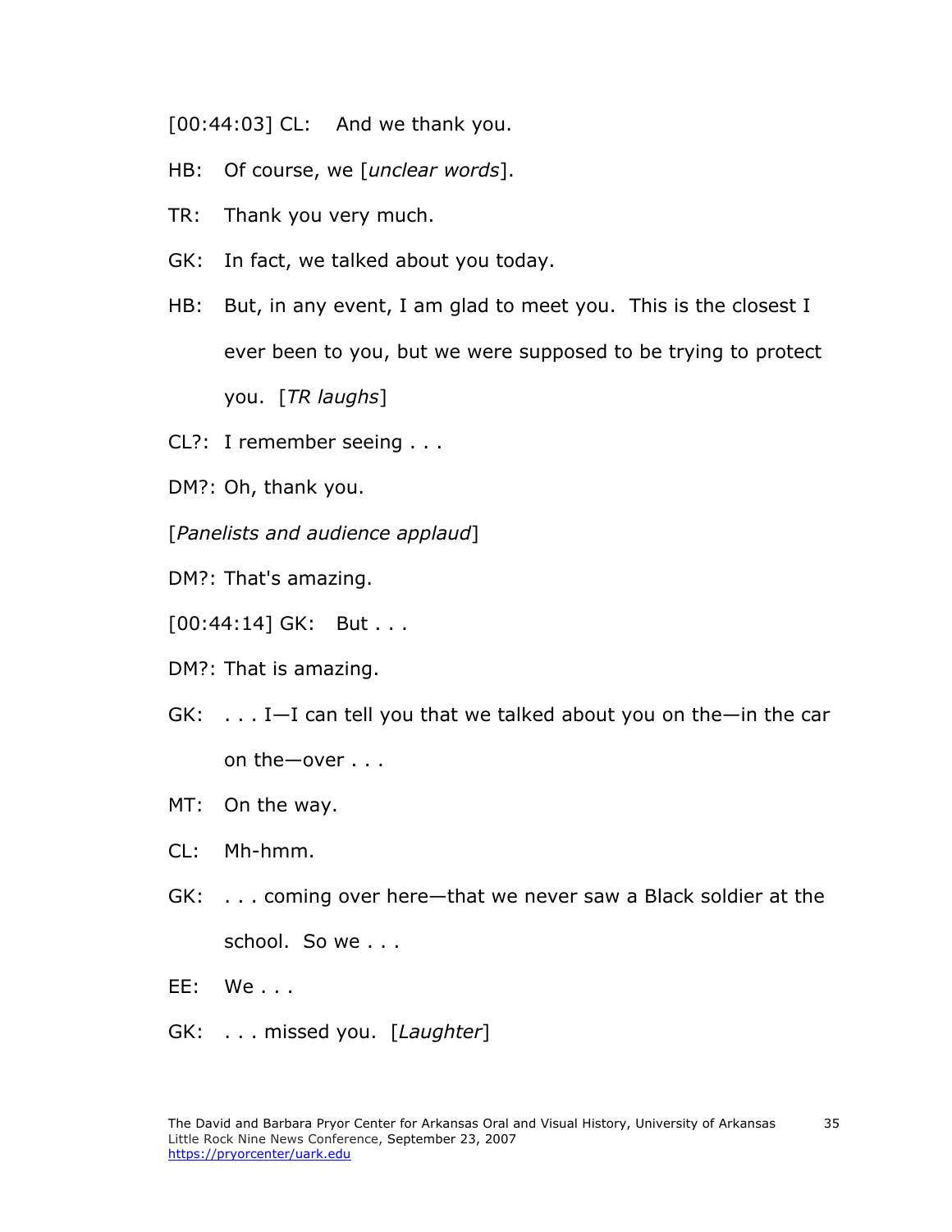[00:44:03] CL: And we thank you.

HB: Of course, we [*unclear words*].

TR: Thank you very much.

GK: In fact, we talked about you today.

HB: But, in any event, I am glad to meet you. This is the closest I ever been to you, but we were supposed to be trying to protect you. [*TR laughs*]

CL?: I remember seeing . . .

DM?: Oh, thank you.

[*Panelists and audience applaud*]

DM?: That's amazing.

[00:44:14] GK: But . . .

DM?: That is amazing.

GK: . . . I—I can tell you that we talked about you on the—in the car on the—over . . .

MT: On the way.

CL: Mh-hmm.

GK: . . . coming over here—that we never saw a Black soldier at the school. So we . . .

EE: We . . .

GK: . . . missed you. [*Laughter*]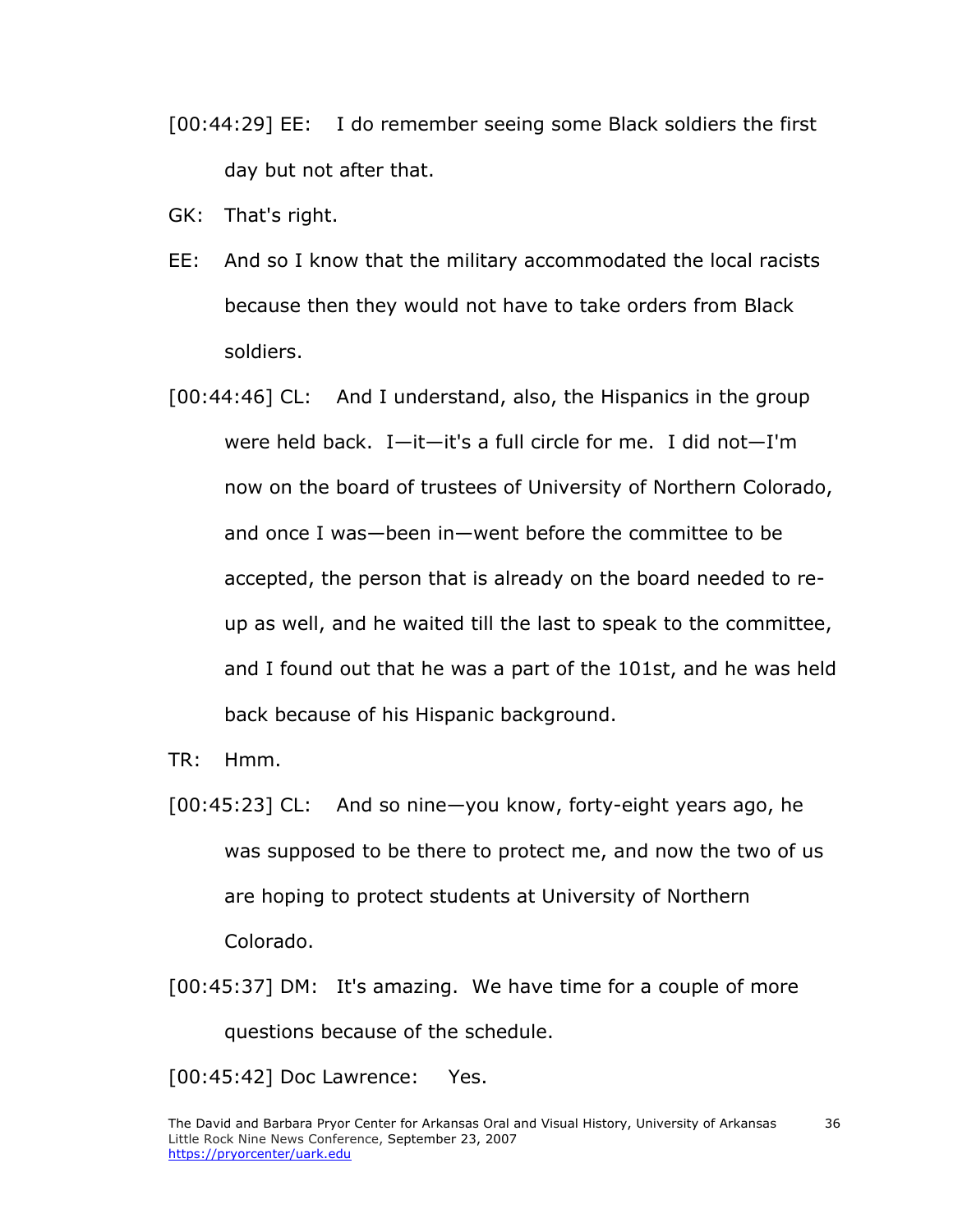[00:44:29] EE: I do remember seeing some Black soldiers the first day but not after that.

GK: That's right.

EE: And so I know that the military accommodated the local racists because then they would not have to take orders from Black soldiers.

[00:44:46] CL: And I understand, also, the Hispanics in the group were held back. I—it—it's a full circle for me. I did not—I'm now on the board of trustees of University of Northern Colorado, and once I was—been in—went before the committee to be accepted, the person that is already on the board needed to re-up as well, and he waited till the last to speak to the committee, and I found out that he was a part of the 101st, and he was held back because of his Hispanic background.

TR: Hmm.

[00:45:23] CL: And so nine—you know, forty-eight years ago, he was supposed to be there to protect me, and now the two of us are hoping to protect students at University of Northern Colorado.

[00:45:37] DM: It's amazing. We have time for a couple of more questions because of the schedule.

[00:45:42] Doc Lawrence: Yes.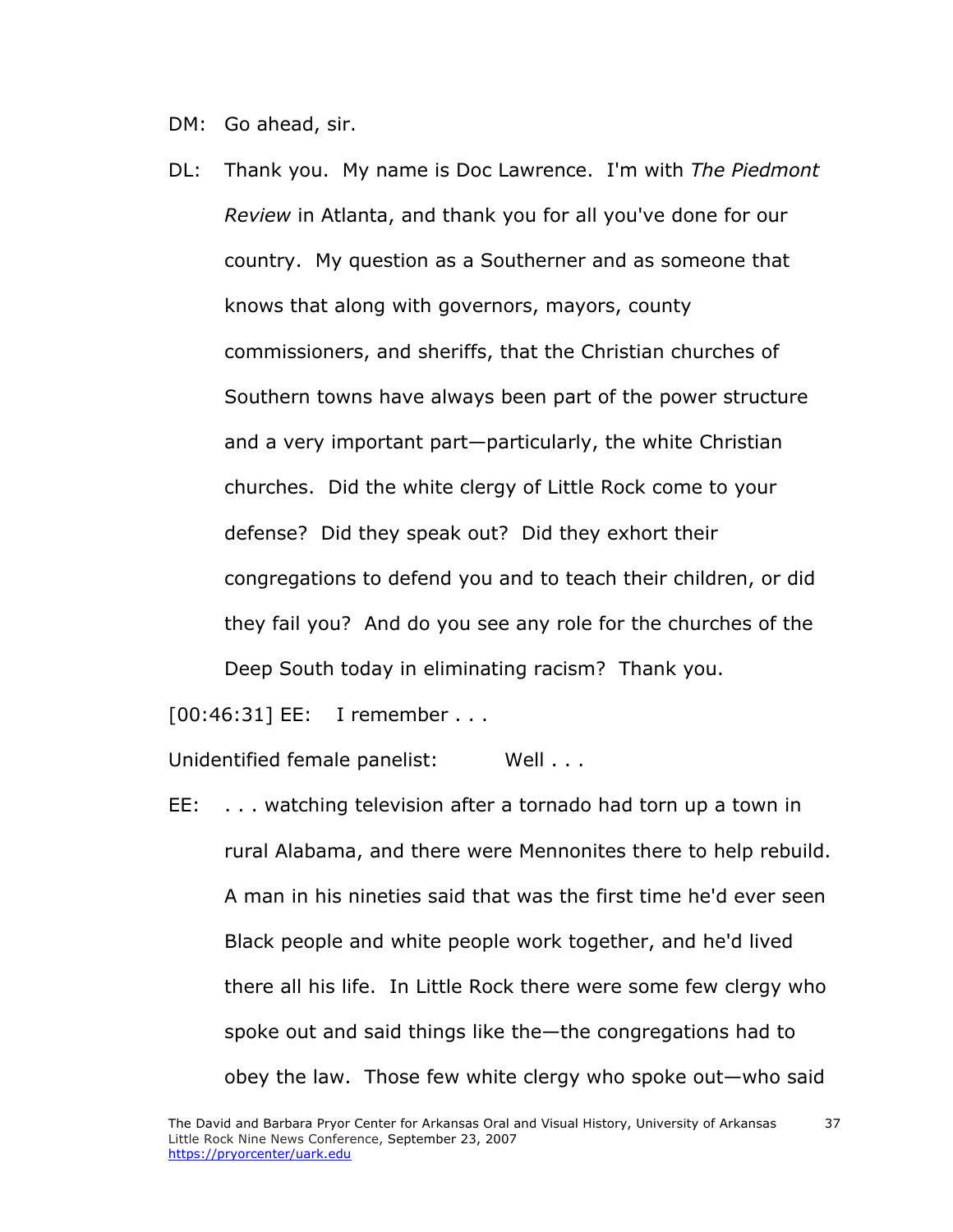DM: Go ahead, sir.

DL: Thank you. My name is Doc Lawrence. I'm with *The Piedmont Review* in Atlanta, and thank you for all you've done for our country. My question as a Southerner and as someone that knows that along with governors, mayors, county commissioners, and sheriffs, that the Christian churches of Southern towns have always been part of the power structure and a very important part—particularly, the white Christian churches. Did the white clergy of Little Rock come to your defense? Did they speak out? Did they exhort their congregations to defend you and to teach their children, or did they fail you? And do you see any role for the churches of the Deep South today in eliminating racism? Thank you.

[00:46:31] EE: I remember . . .

Unidentified female panelist: Well . . .

EE: . . . watching television after a tornado had torn up a town in rural Alabama, and there were Mennonites there to help rebuild. A man in his nineties said that was the first time he'd ever seen Black people and white people work together, and he'd lived there all his life. In Little Rock there were some few clergy who spoke out and said things like the—the congregations had to obey the law. Those few white clergy who spoke out—who said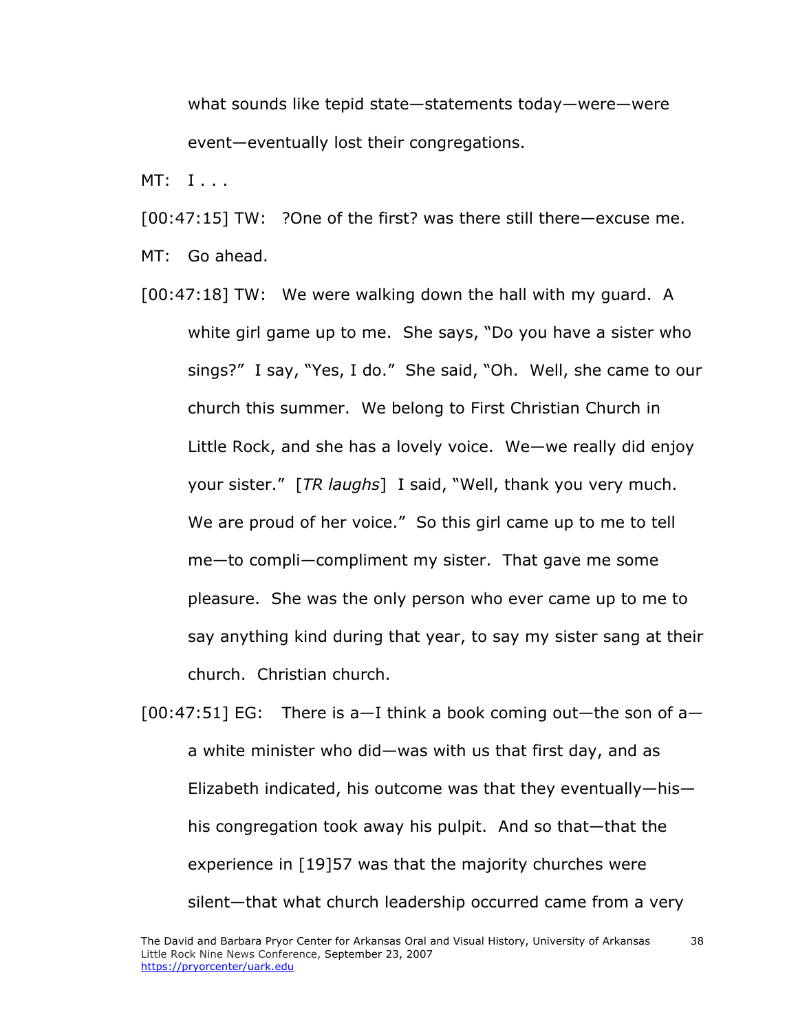what sounds like tepid state—statements today—were—were event—eventually lost their congregations.

MT: I . . .

[00:47:15] TW: ?One of the first? was there still there—excuse me.

MT: Go ahead.

[00:47:18] TW: We were walking down the hall with my guard. A white girl game up to me. She says, "Do you have a sister who sings?" I say, "Yes, I do." She said, "Oh. Well, she came to our church this summer. We belong to First Christian Church in Little Rock, and she has a lovely voice. We—we really did enjoy your sister." [*TR laughs*] I said, "Well, thank you very much. We are proud of her voice." So this girl came up to me to tell me—to compli—compliment my sister. That gave me some pleasure. She was the only person who ever came up to me to say anything kind during that year, to say my sister sang at their church. Christian church.

[00:47:51] EG: There is a—I think a book coming out—the son of a—a white minister who did—was with us that first day, and as Elizabeth indicated, his outcome was that they eventually—his—his congregation took away his pulpit. And so that—that the experience in [19]57 was that the majority churches were silent—that what church leadership occurred came from a very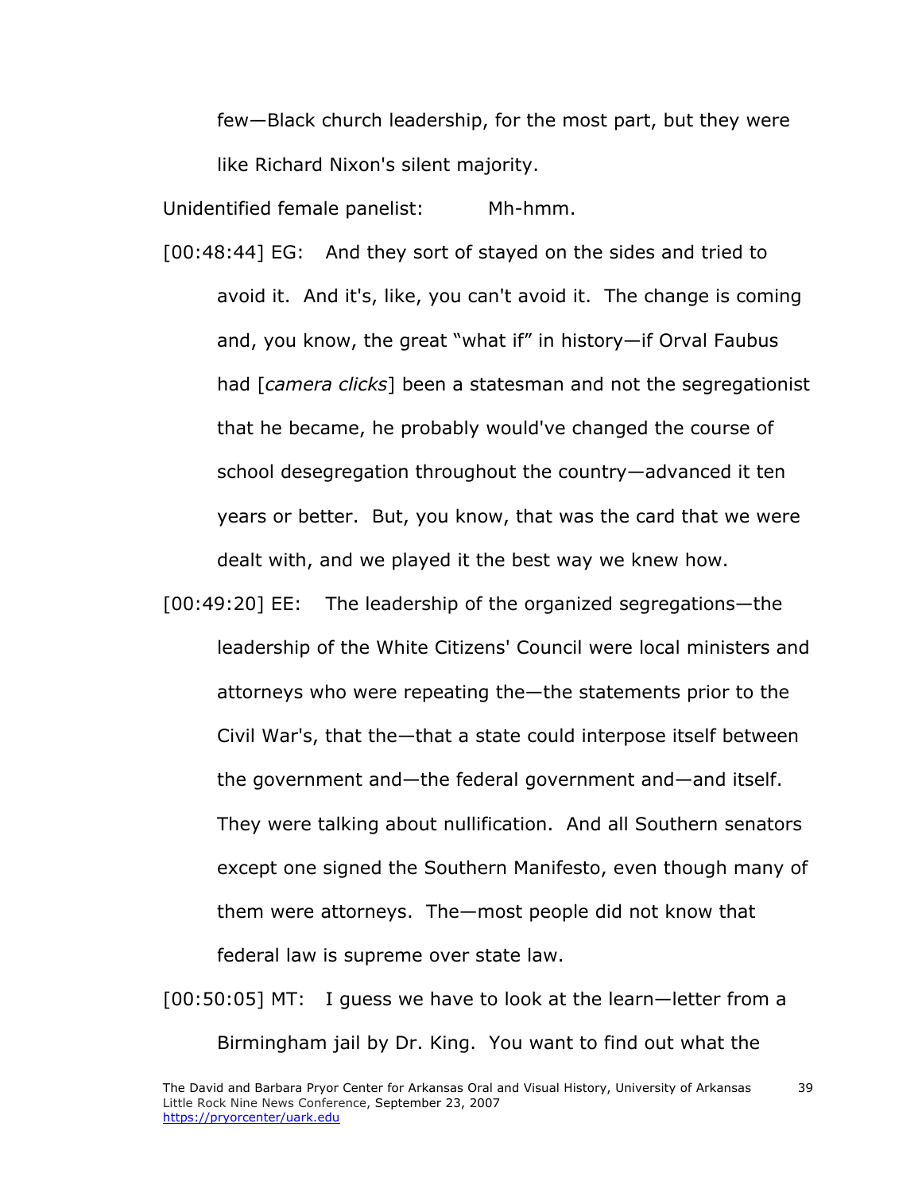few—Black church leadership, for the most part, but they were like Richard Nixon's silent majority.

Unidentified female panelist: Mh-hmm.

[00:48:44] EG: And they sort of stayed on the sides and tried to avoid it. And it's, like, you can't avoid it. The change is coming and, you know, the great "what if" in history—if Orval Faubus had [*camera clicks*] been a statesman and not the segregationist that he became, he probably would've changed the course of school desegregation throughout the country—advanced it ten years or better. But, you know, that was the card that we were dealt with, and we played it the best way we knew how.

[00:49:20] EE: The leadership of the organized segregations—the leadership of the White Citizens' Council were local ministers and attorneys who were repeating the—the statements prior to the Civil War's, that the—that a state could interpose itself between the government and—the federal government and—and itself. They were talking about nullification. And all Southern senators except one signed the Southern Manifesto, even though many of them were attorneys. The—most people did not know that federal law is supreme over state law.

[00:50:05] MT: I guess we have to look at the learn—letter from a Birmingham jail by Dr. King. You want to find out what the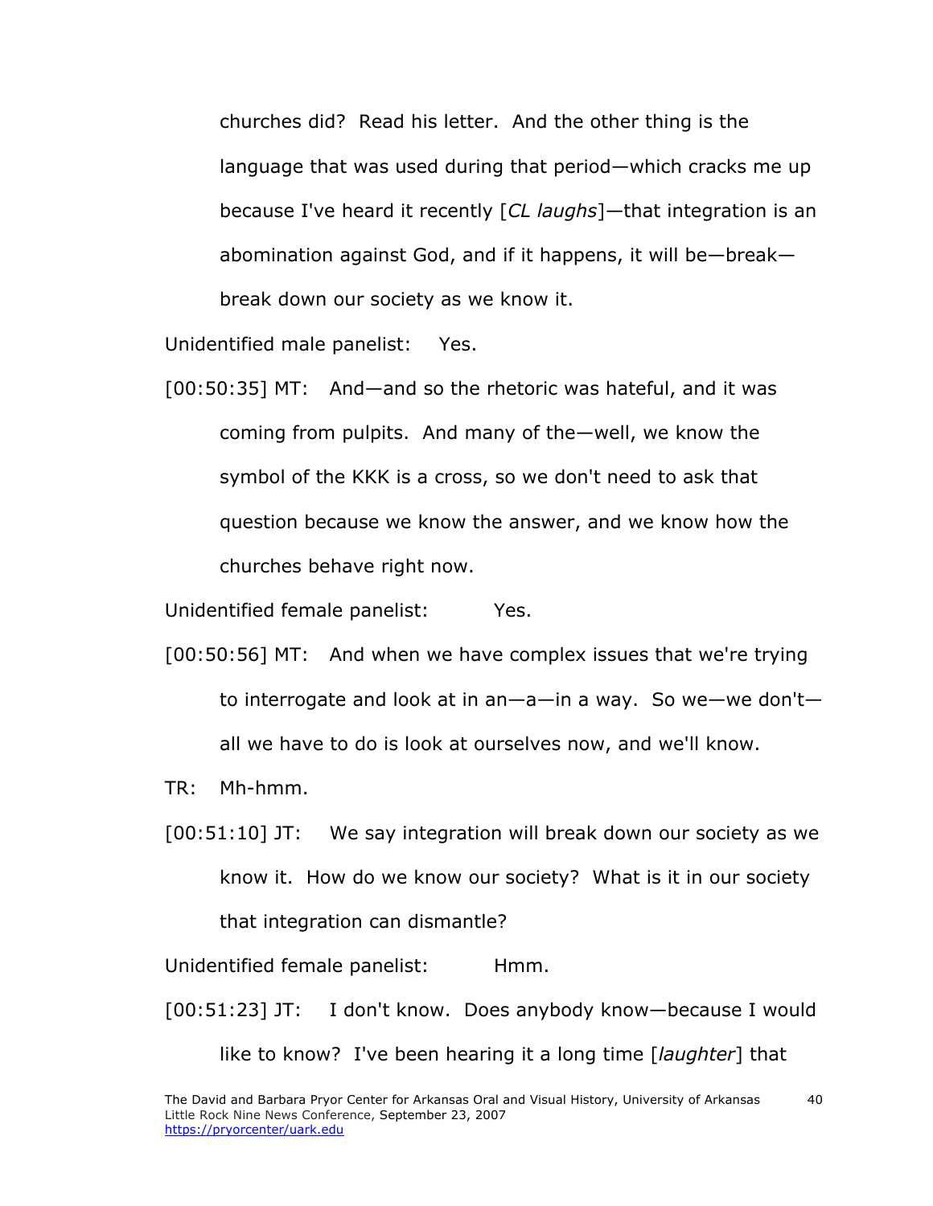churches did? Read his letter. And the other thing is the language that was used during that period—which cracks me up because I've heard it recently [*CL laughs*]—that integration is an abomination against God, and if it happens, it will be—break—break down our society as we know it.

Unidentified male panelist: Yes.

[00:50:35] MT: And—and so the rhetoric was hateful, and it was coming from pulpits. And many of the—well, we know the symbol of the KKK is a cross, so we don't need to ask that question because we know the answer, and we know how the churches behave right now.

Unidentified female panelist: Yes.

[00:50:56] MT: And when we have complex issues that we're trying to interrogate and look at in an—a—in a way. So we—we don't—all we have to do is look at ourselves now, and we'll know.

TR: Mh-hmm.

[00:51:10] JT: We say integration will break down our society as we know it. How do we know our society? What is it in our society that integration can dismantle?

Unidentified female panelist: Hmm.

[00:51:23] JT: I don't know. Does anybody know—because I would like to know? I've been hearing it a long time [*laughter*] that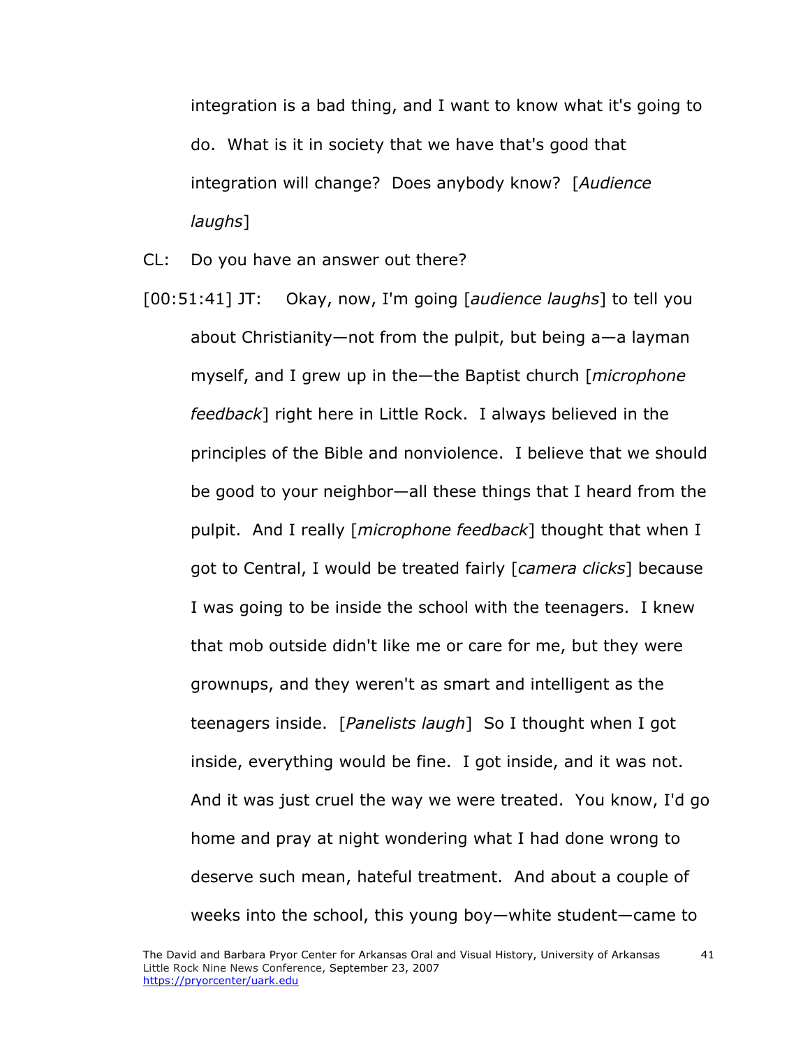integration is a bad thing, and I want to know what it's going to do. What is it in society that we have that's good that integration will change? Does anybody know? [*Audience laughs*]

CL: Do you have an answer out there?

[00:51:41] JT: Okay, now, I'm going [*audience laughs*] to tell you about Christianity—not from the pulpit, but being a—a layman myself, and I grew up in the—the Baptist church [*microphone feedback*] right here in Little Rock. I always believed in the principles of the Bible and nonviolence. I believe that we should be good to your neighbor—all these things that I heard from the pulpit. And I really [*microphone feedback*] thought that when I got to Central, I would be treated fairly [*camera clicks*] because I was going to be inside the school with the teenagers. I knew that mob outside didn't like me or care for me, but they were grownups, and they weren't as smart and intelligent as the teenagers inside. [*Panelists laugh*] So I thought when I got inside, everything would be fine. I got inside, and it was not. And it was just cruel the way we were treated. You know, I'd go home and pray at night wondering what I had done wrong to deserve such mean, hateful treatment. And about a couple of weeks into the school, this young boy—white student—came to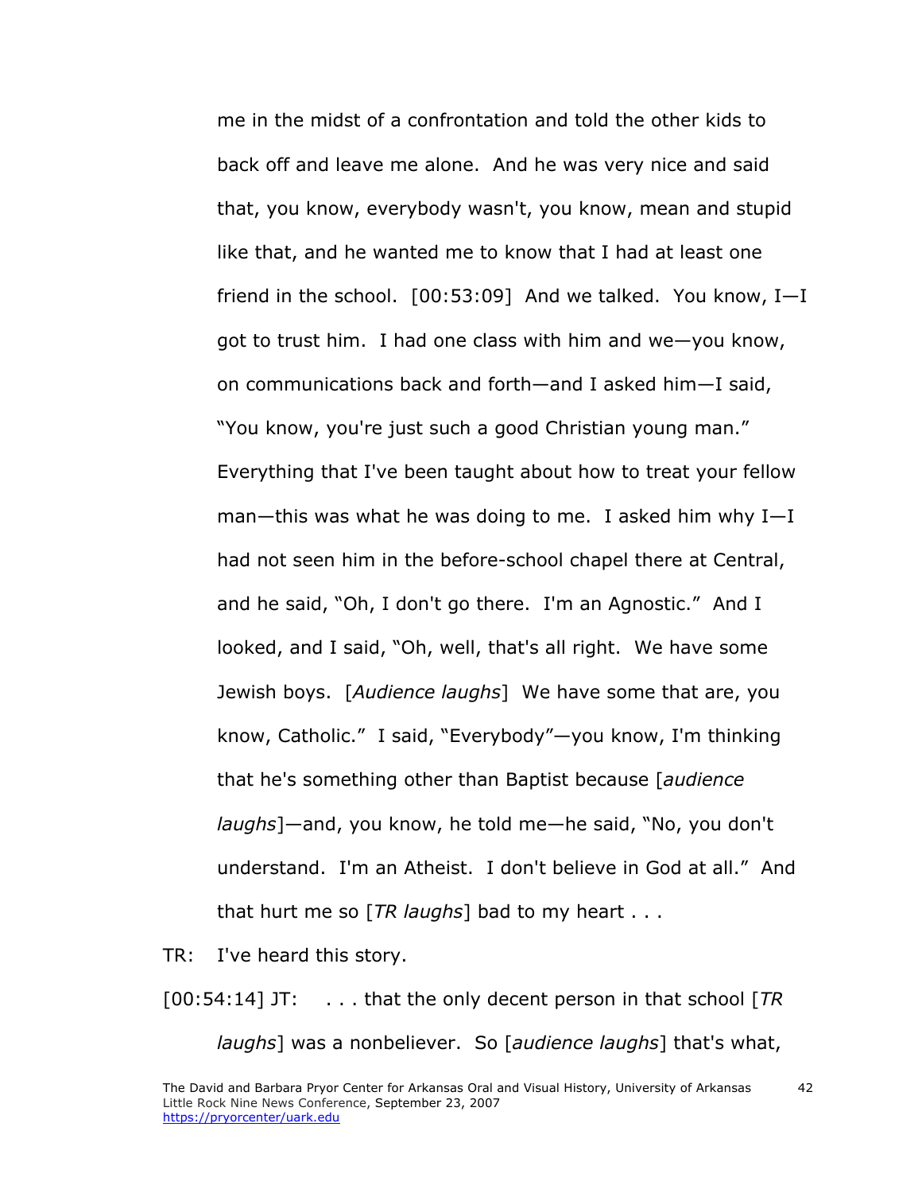me in the midst of a confrontation and told the other kids to back off and leave me alone. And he was very nice and said that, you know, everybody wasn't, you know, mean and stupid like that, and he wanted me to know that I had at least one friend in the school. [00:53:09] And we talked. You know, I—I got to trust him. I had one class with him and we—you know, on communications back and forth—and I asked him—I said, "You know, you're just such a good Christian young man." Everything that I've been taught about how to treat your fellow man—this was what he was doing to me. I asked him why I—I had not seen him in the before-school chapel there at Central, and he said, "Oh, I don't go there. I'm an Agnostic." And I looked, and I said, "Oh, well, that's all right. We have some Jewish boys. [*Audience laughs*] We have some that are, you know, Catholic." I said, "Everybody"—you know, I'm thinking that he's something other than Baptist because [*audience laughs*]—and, you know, he told me—he said, "No, you don't understand. I'm an Atheist. I don't believe in God at all." And that hurt me so [*TR laughs*] bad to my heart . . .

TR: I've heard this story.

[00:54:14] JT: . . . that the only decent person in that school [*TR laughs*] was a nonbeliever. So [*audience laughs*] that's what,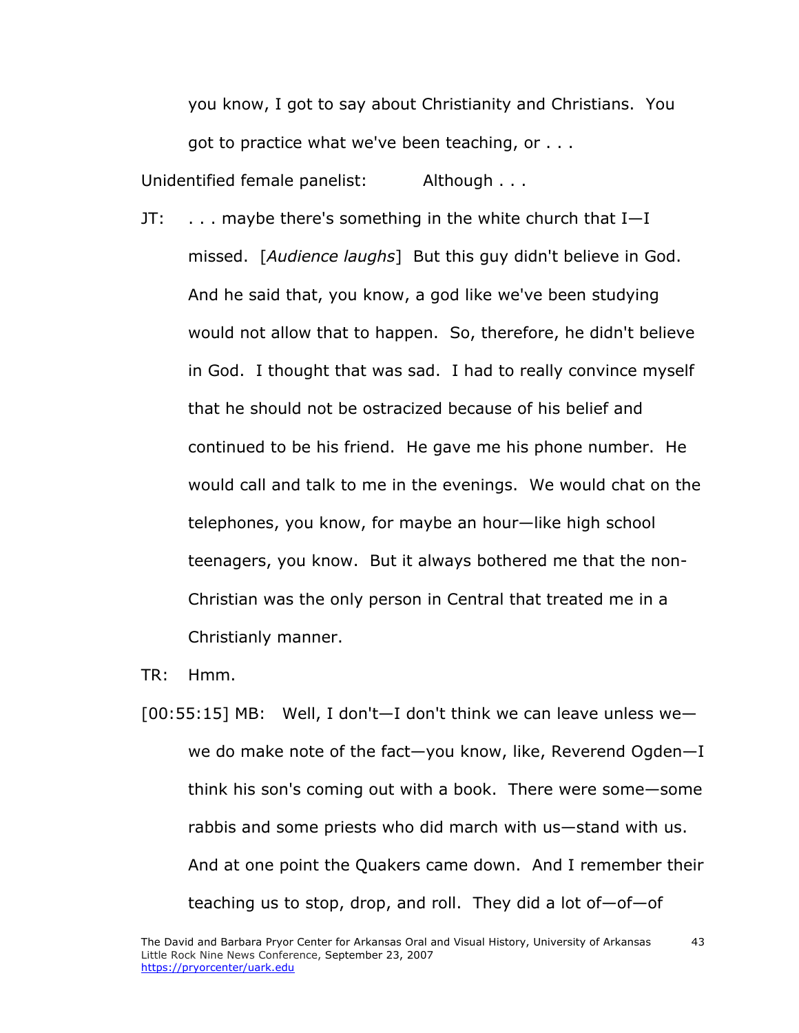you know, I got to say about Christianity and Christians. You got to practice what we've been teaching, or . . .

Unidentified female panelist: Although . . .

JT: . . . maybe there's something in the white church that I—I missed. [*Audience laughs*] But this guy didn't believe in God. And he said that, you know, a god like we've been studying would not allow that to happen. So, therefore, he didn't believe in God. I thought that was sad. I had to really convince myself that he should not be ostracized because of his belief and continued to be his friend. He gave me his phone number. He would call and talk to me in the evenings. We would chat on the telephones, you know, for maybe an hour—like high school teenagers, you know. But it always bothered me that the non-Christian was the only person in Central that treated me in a Christianly manner.

TR: Hmm.

[00:55:15] MB: Well, I don't—I don't think we can leave unless we—we do make note of the fact—you know, like, Reverend Ogden—I think his son's coming out with a book. There were some—some rabbis and some priests who did march with us—stand with us. And at one point the Quakers came down. And I remember their teaching us to stop, drop, and roll. They did a lot of—of—of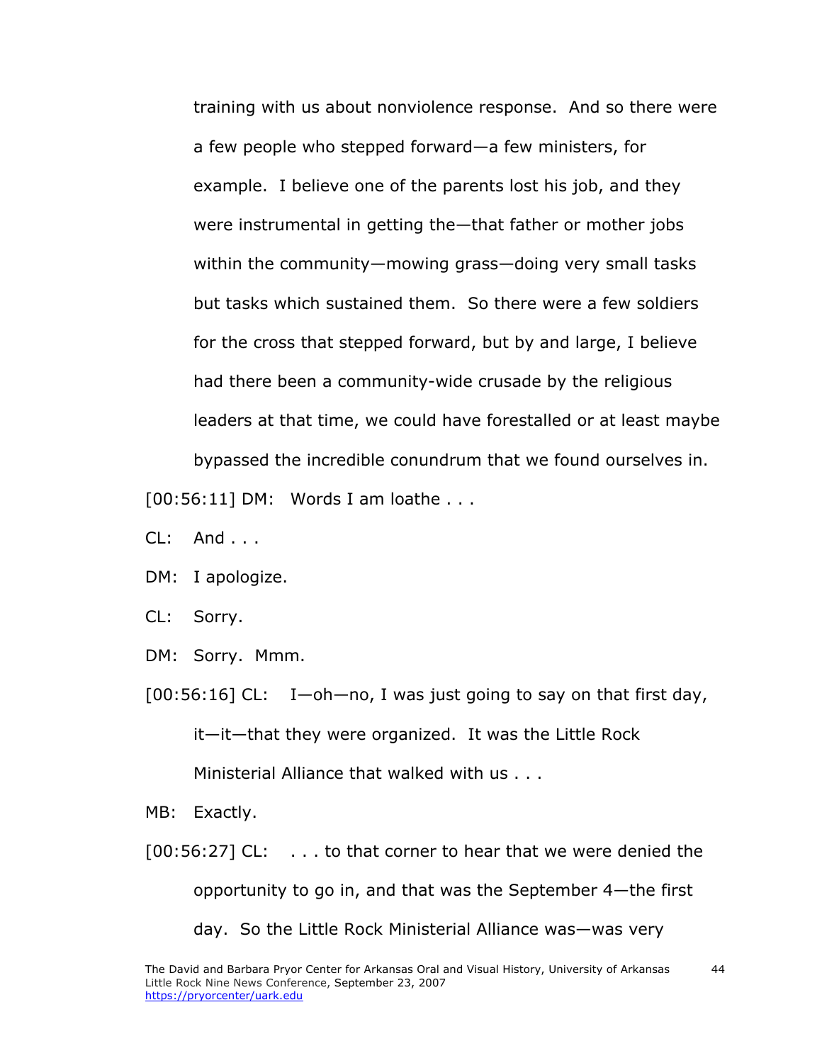training with us about nonviolence response. And so there were a few people who stepped forward—a few ministers, for example. I believe one of the parents lost his job, and they were instrumental in getting the—that father or mother jobs within the community—mowing grass—doing very small tasks but tasks which sustained them. So there were a few soldiers for the cross that stepped forward, but by and large, I believe had there been a community-wide crusade by the religious leaders at that time, we could have forestalled or at least maybe bypassed the incredible conundrum that we found ourselves in.

[00:56:11] DM: Words I am loathe . . .

CL: And . . .

DM: I apologize.

CL: Sorry.

DM: Sorry. Mmm.

[00:56:16] CL: I—oh—no, I was just going to say on that first day, it—it—that they were organized. It was the Little Rock Ministerial Alliance that walked with us . . .

MB: Exactly.

[00:56:27] CL: . . . to that corner to hear that we were denied the opportunity to go in, and that was the September 4—the first day. So the Little Rock Ministerial Alliance was—was very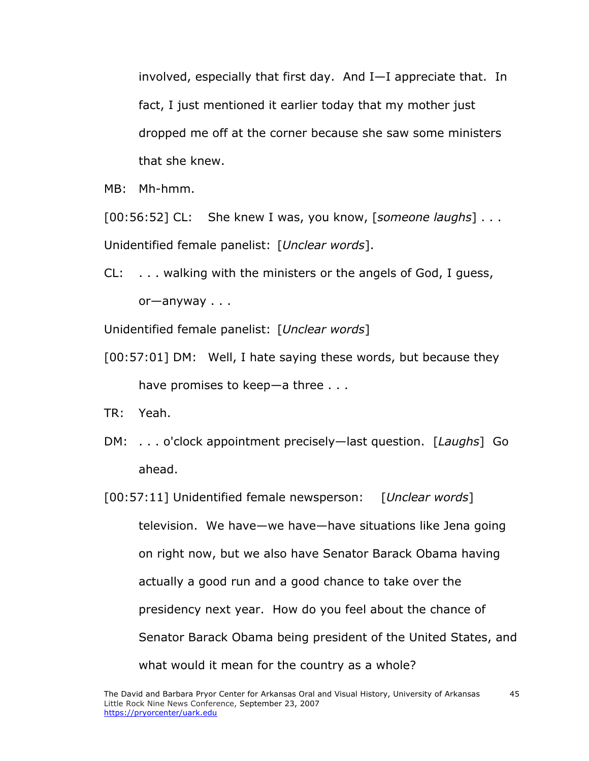involved, especially that first day. And I—I appreciate that. In fact, I just mentioned it earlier today that my mother just dropped me off at the corner because she saw some ministers that she knew.

MB: Mh-hmm.

[00:56:52] CL: She knew I was, you know, [*someone laughs*] . . .

Unidentified female panelist: [*Unclear words*].

CL: . . . walking with the ministers or the angels of God, I guess, or—anyway . . .

Unidentified female panelist: [*Unclear words*]

[00:57:01] DM: Well, I hate saying these words, but because they have promises to keep—a three . . .

TR: Yeah.

DM: . . . o'clock appointment precisely—last question. [*Laughs*] Go ahead.

[00:57:11] Unidentified female newsperson: [*Unclear words*] television. We have—we have—have situations like Jena going on right now, but we also have Senator Barack Obama having actually a good run and a good chance to take over the presidency next year. How do you feel about the chance of Senator Barack Obama being president of the United States, and what would it mean for the country as a whole?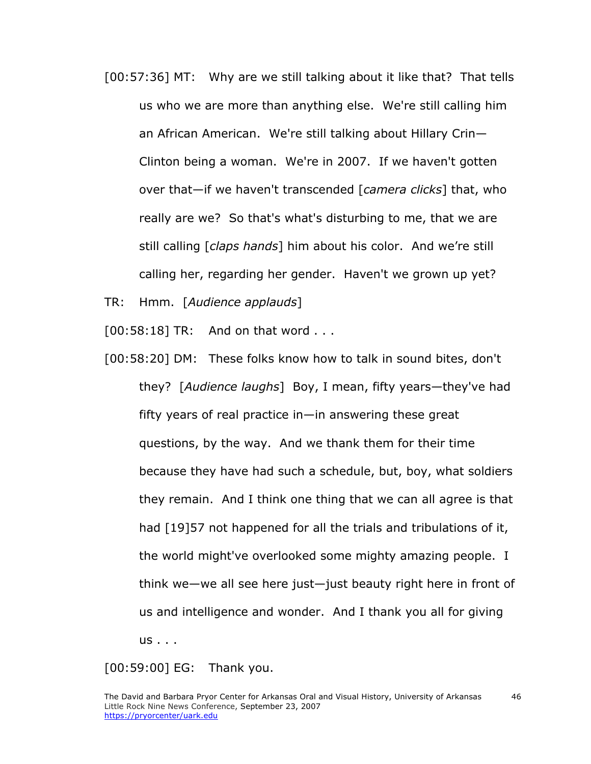[00:57:36] MT: Why are we still talking about it like that? That tells us who we are more than anything else. We're still calling him an African American. We're still talking about Hillary Crin—Clinton being a woman. We're in 2007. If we haven't gotten over that—if we haven't transcended [*camera clicks*] that, who really are we? So that's what's disturbing to me, that we are still calling [*claps hands*] him about his color. And we're still calling her, regarding her gender. Haven't we grown up yet?

TR: Hmm. [*Audience applauds*]

[00:58:18] TR: And on that word . . .

[00:58:20] DM: These folks know how to talk in sound bites, don't they? [*Audience laughs*] Boy, I mean, fifty years—they've had fifty years of real practice in—in answering these great questions, by the way. And we thank them for their time because they have had such a schedule, but, boy, what soldiers they remain. And I think one thing that we can all agree is that had [19]57 not happened for all the trials and tribulations of it, the world might've overlooked some mighty amazing people. I think we—we all see here just—just beauty right here in front of us and intelligence and wonder. And I thank you all for giving us . . .

[00:59:00] EG: Thank you.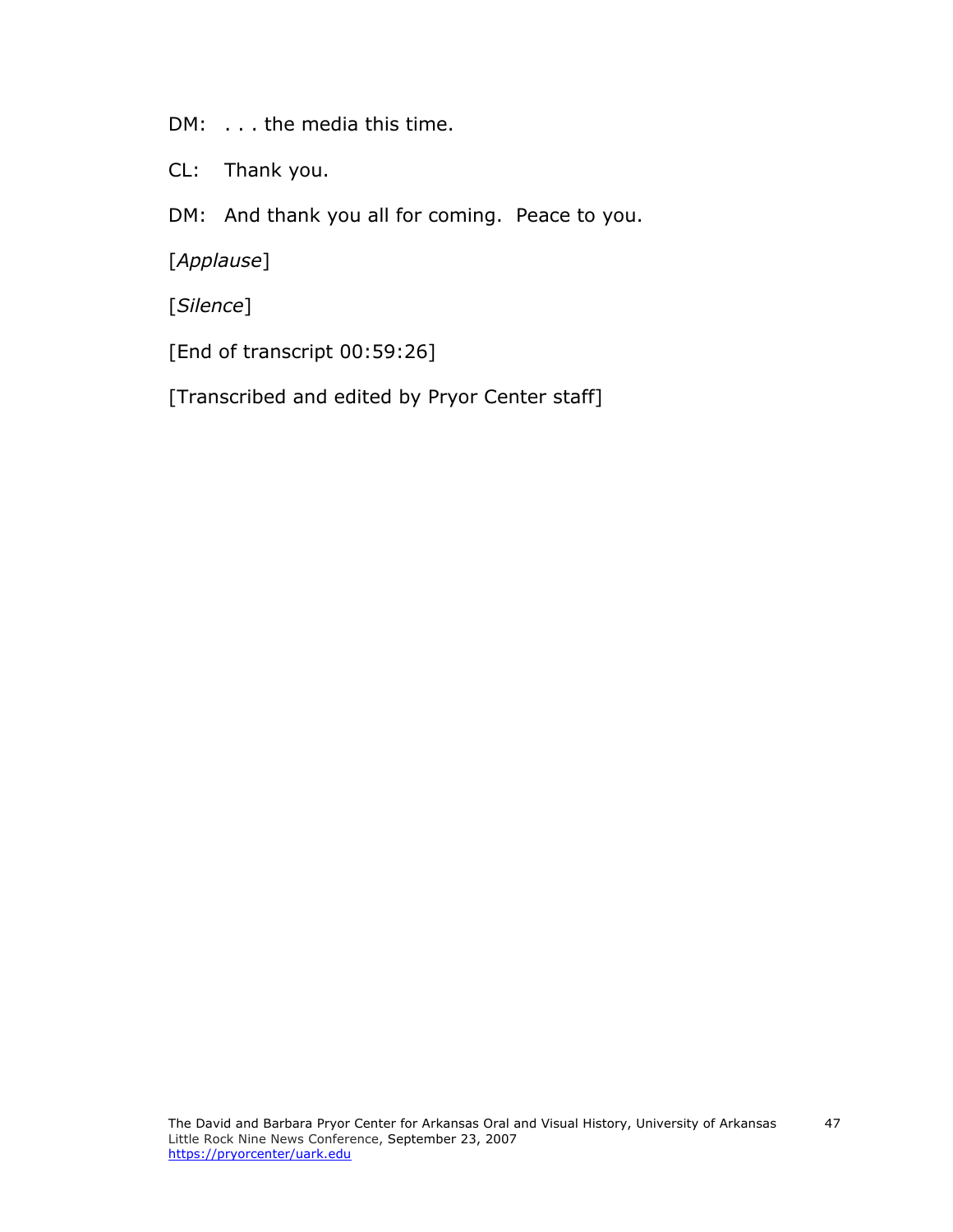DM: . . . the media this time.

CL: Thank you.

DM: And thank you all for coming. Peace to you.

[*Applause*]

[*Silence*]

[End of transcript 00:59:26]

[Transcribed and edited by Pryor Center staff]